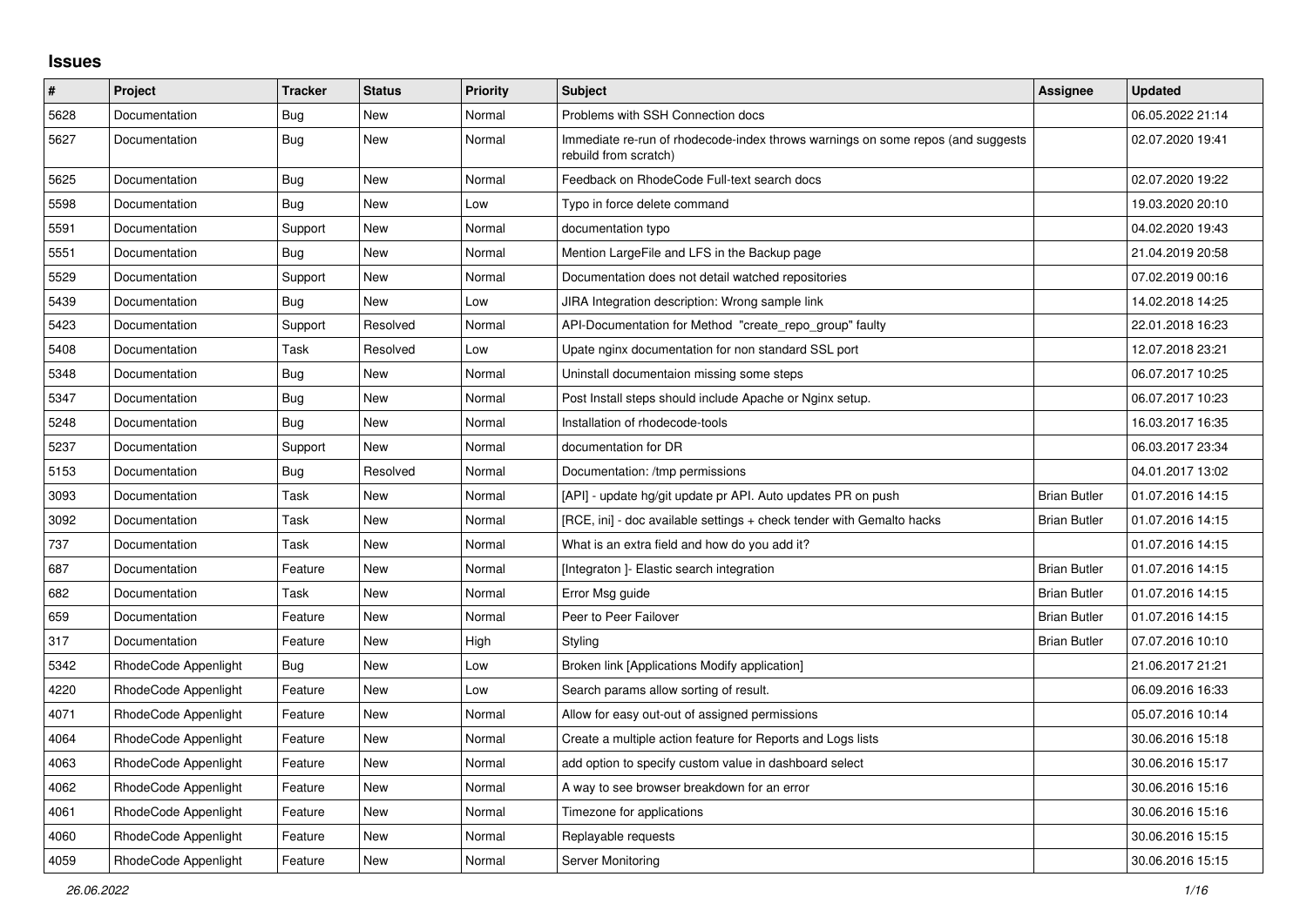# Issues

| # | Project | Tracker | Status | Priority | Subject | Assignee | Updated |
|---|---|---|---|---|---|---|---|
| 5628 | Documentation | Bug | New | Normal | Problems with SSH Connection docs | | 06.05.2022 21:14 |
| 5627 | Documentation | Bug | New | Normal | Immediate re-run of rhodecode-index throws warnings on some repos (and suggests rebuild from scratch) | | 02.07.2020 19:41 |
| 5625 | Documentation | Bug | New | Normal | Feedback on RhodeCode Full-text search docs | | 02.07.2020 19:22 |
| 5598 | Documentation | Bug | New | Low | Typo in force delete command | | 19.03.2020 20:10 |
| 5591 | Documentation | Support | New | Normal | documentation typo | | 04.02.2020 19:43 |
| 5551 | Documentation | Bug | New | Normal | Mention LargeFile and LFS in the Backup page | | 21.04.2019 20:58 |
| 5529 | Documentation | Support | New | Normal | Documentation does not detail watched repositories | | 07.02.2019 00:16 |
| 5439 | Documentation | Bug | New | Low | JIRA Integration description: Wrong sample link | | 14.02.2018 14:25 |
| 5423 | Documentation | Support | Resolved | Normal | API-Documentation for Method "create_repo_group" faulty | | 22.01.2018 16:23 |
| 5408 | Documentation | Task | Resolved | Low | Upate nginx documentation for non standard SSL port | | 12.07.2018 23:21 |
| 5348 | Documentation | Bug | New | Normal | Uninstall documentaion missing some steps | | 06.07.2017 10:25 |
| 5347 | Documentation | Bug | New | Normal | Post Install steps should include Apache or Nginx setup. | | 06.07.2017 10:23 |
| 5248 | Documentation | Bug | New | Normal | Installation of rhodecode-tools | | 16.03.2017 16:35 |
| 5237 | Documentation | Support | New | Normal | documentation for DR | | 06.03.2017 23:34 |
| 5153 | Documentation | Bug | Resolved | Normal | Documentation: /tmp permissions | | 04.01.2017 13:02 |
| 3093 | Documentation | Task | New | Normal | [API] - update hg/git update pr API. Auto updates PR on push | Brian Butler | 01.07.2016 14:15 |
| 3092 | Documentation | Task | New | Normal | [RCE, ini] - doc available settings + check tender with Gemalto hacks | Brian Butler | 01.07.2016 14:15 |
| 737 | Documentation | Task | New | Normal | What is an extra field and how do you add it? | | 01.07.2016 14:15 |
| 687 | Documentation | Feature | New | Normal | [Integraton ]- Elastic search integration | Brian Butler | 01.07.2016 14:15 |
| 682 | Documentation | Task | New | Normal | Error Msg guide | Brian Butler | 01.07.2016 14:15 |
| 659 | Documentation | Feature | New | Normal | Peer to Peer Failover | Brian Butler | 01.07.2016 14:15 |
| 317 | Documentation | Feature | New | High | Styling | Brian Butler | 07.07.2016 10:10 |
| 5342 | RhodeCode Appenlight | Bug | New | Low | Broken link [Applications Modify application] | | 21.06.2017 21:21 |
| 4220 | RhodeCode Appenlight | Feature | New | Low | Search params allow sorting of result. | | 06.09.2016 16:33 |
| 4071 | RhodeCode Appenlight | Feature | New | Normal | Allow for easy out-out of assigned permissions | | 05.07.2016 10:14 |
| 4064 | RhodeCode Appenlight | Feature | New | Normal | Create a multiple action feature for Reports and Logs lists | | 30.06.2016 15:18 |
| 4063 | RhodeCode Appenlight | Feature | New | Normal | add option to specify custom value in dashboard select | | 30.06.2016 15:17 |
| 4062 | RhodeCode Appenlight | Feature | New | Normal | A way to see browser breakdown for an error | | 30.06.2016 15:16 |
| 4061 | RhodeCode Appenlight | Feature | New | Normal | Timezone for applications | | 30.06.2016 15:16 |
| 4060 | RhodeCode Appenlight | Feature | New | Normal | Replayable requests | | 30.06.2016 15:15 |
| 4059 | RhodeCode Appenlight | Feature | New | Normal | Server Monitoring | | 30.06.2016 15:15 |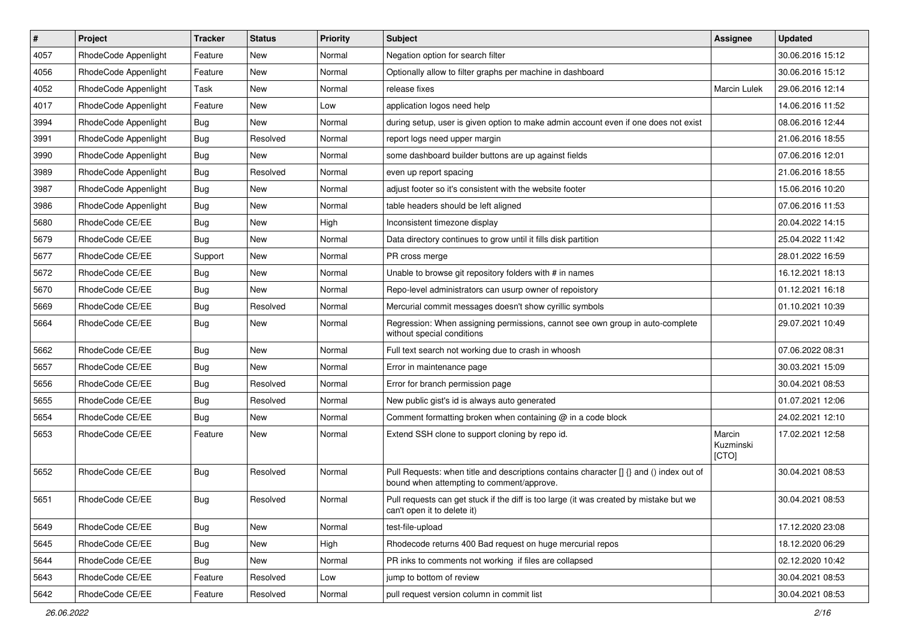| # | Project | Tracker | Status | Priority | Subject | Assignee | Updated |
|---|---|---|---|---|---|---|---|
| 4057 | RhodeCode Appenlight | Feature | New | Normal | Negation option for search filter | | 30.06.2016 15:12 |
| 4056 | RhodeCode Appenlight | Feature | New | Normal | Optionally allow to filter graphs per machine in dashboard | | 30.06.2016 15:12 |
| 4052 | RhodeCode Appenlight | Task | New | Normal | release fixes | Marcin Lulek | 29.06.2016 12:14 |
| 4017 | RhodeCode Appenlight | Feature | New | Low | application logos need help | | 14.06.2016 11:52 |
| 3994 | RhodeCode Appenlight | Bug | New | Normal | during setup, user is given option to make admin account even if one does not exist | | 08.06.2016 12:44 |
| 3991 | RhodeCode Appenlight | Bug | Resolved | Normal | report logs need upper margin | | 21.06.2016 18:55 |
| 3990 | RhodeCode Appenlight | Bug | New | Normal | some dashboard builder buttons are up against fields | | 07.06.2016 12:01 |
| 3989 | RhodeCode Appenlight | Bug | Resolved | Normal | even up report spacing | | 21.06.2016 18:55 |
| 3987 | RhodeCode Appenlight | Bug | New | Normal | adjust footer so it's consistent with the website footer | | 15.06.2016 10:20 |
| 3986 | RhodeCode Appenlight | Bug | New | Normal | table headers should be left aligned | | 07.06.2016 11:53 |
| 5680 | RhodeCode CE/EE | Bug | New | High | Inconsistent timezone display | | 20.04.2022 14:15 |
| 5679 | RhodeCode CE/EE | Bug | New | Normal | Data directory continues to grow until it fills disk partition | | 25.04.2022 11:42 |
| 5677 | RhodeCode CE/EE | Support | New | Normal | PR cross merge | | 28.01.2022 16:59 |
| 5672 | RhodeCode CE/EE | Bug | New | Normal | Unable to browse git repository folders with # in names | | 16.12.2021 18:13 |
| 5670 | RhodeCode CE/EE | Bug | New | Normal | Repo-level administrators can usurp owner of repoistory | | 01.12.2021 16:18 |
| 5669 | RhodeCode CE/EE | Bug | Resolved | Normal | Mercurial commit messages doesn't show cyrillic symbols | | 01.10.2021 10:39 |
| 5664 | RhodeCode CE/EE | Bug | New | Normal | Regression: When assigning permissions, cannot see own group in auto-complete without special conditions | | 29.07.2021 10:49 |
| 5662 | RhodeCode CE/EE | Bug | New | Normal | Full text search not working due to crash in whoosh | | 07.06.2022 08:31 |
| 5657 | RhodeCode CE/EE | Bug | New | Normal | Error in maintenance page | | 30.03.2021 15:09 |
| 5656 | RhodeCode CE/EE | Bug | Resolved | Normal | Error for branch permission page | | 30.04.2021 08:53 |
| 5655 | RhodeCode CE/EE | Bug | Resolved | Normal | New public gist's id is always auto generated | | 01.07.2021 12:06 |
| 5654 | RhodeCode CE/EE | Bug | New | Normal | Comment formatting broken when containing @ in a code block | | 24.02.2021 12:10 |
| 5653 | RhodeCode CE/EE | Feature | New | Normal | Extend SSH clone to support cloning by repo id. | Marcin Kuzminski [CTO] | 17.02.2021 12:58 |
| 5652 | RhodeCode CE/EE | Bug | Resolved | Normal | Pull Requests: when title and descriptions contains character [] {} and () index out of bound when attempting to comment/approve. | | 30.04.2021 08:53 |
| 5651 | RhodeCode CE/EE | Bug | Resolved | Normal | Pull requests can get stuck if the diff is too large (it was created by mistake but we can't open it to delete it) | | 30.04.2021 08:53 |
| 5649 | RhodeCode CE/EE | Bug | New | Normal | test-file-upload | | 17.12.2020 23:08 |
| 5645 | RhodeCode CE/EE | Bug | New | High | Rhodecode returns 400 Bad request on huge mercurial repos | | 18.12.2020 06:29 |
| 5644 | RhodeCode CE/EE | Bug | New | Normal | PR inks to comments not working if files are collapsed | | 02.12.2020 10:42 |
| 5643 | RhodeCode CE/EE | Feature | Resolved | Low | jump to bottom of review | | 30.04.2021 08:53 |
| 5642 | RhodeCode CE/EE | Feature | Resolved | Normal | pull request version column in commit list | | 30.04.2021 08:53 |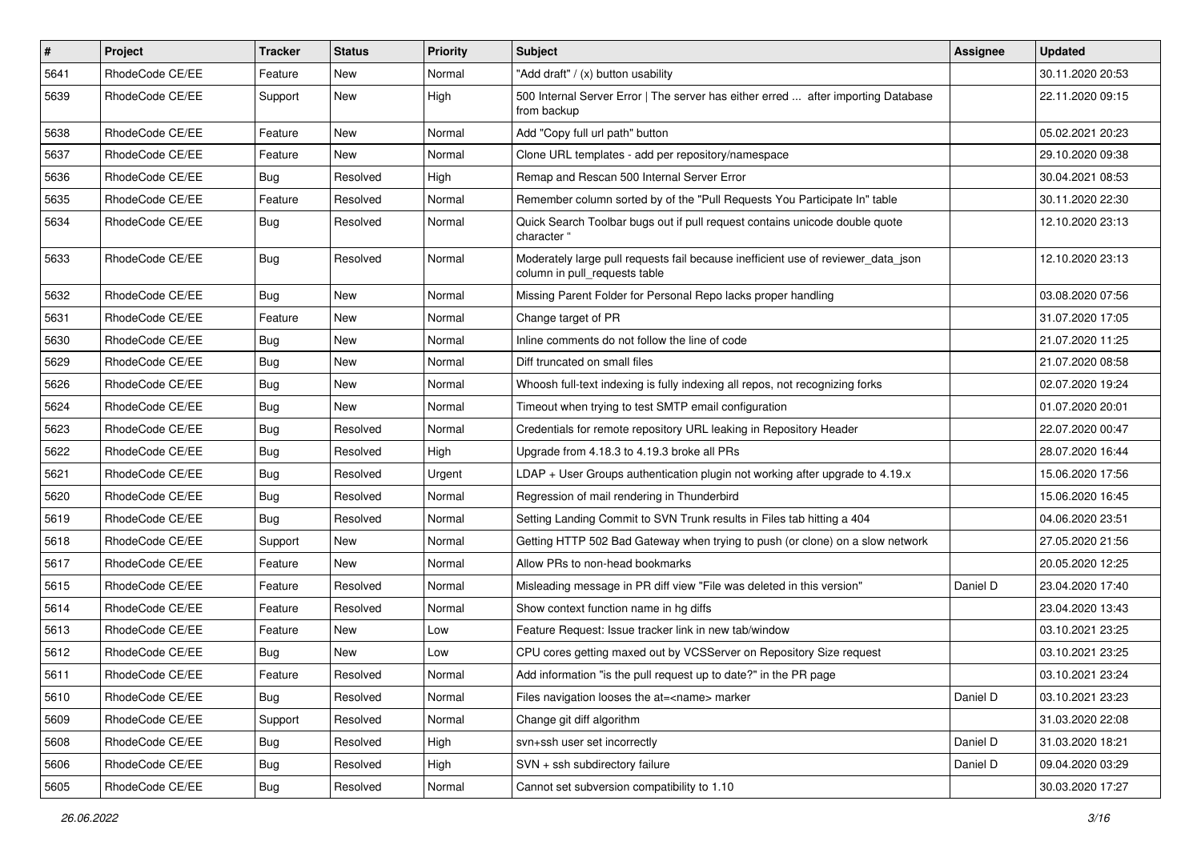| # | Project | Tracker | Status | Priority | Subject | Assignee | Updated |
| --- | --- | --- | --- | --- | --- | --- | --- |
| 5641 | RhodeCode CE/EE | Feature | New | Normal | "Add draft" / (x) button usability | | 30.11.2020 20:53 |
| 5639 | RhodeCode CE/EE | Support | New | High | 500 Internal Server Error \| The server has either erred ... after importing Database from backup | | 22.11.2020 09:15 |
| 5638 | RhodeCode CE/EE | Feature | New | Normal | Add "Copy full url path" button | | 05.02.2021 20:23 |
| 5637 | RhodeCode CE/EE | Feature | New | Normal | Clone URL templates - add per repository/namespace | | 29.10.2020 09:38 |
| 5636 | RhodeCode CE/EE | Bug | Resolved | High | Remap and Rescan 500 Internal Server Error | | 30.04.2021 08:53 |
| 5635 | RhodeCode CE/EE | Feature | Resolved | Normal | Remember column sorted by of the "Pull Requests You Participate In" table | | 30.11.2020 22:30 |
| 5634 | RhodeCode CE/EE | Bug | Resolved | Normal | Quick Search Toolbar bugs out if pull request contains unicode double quote character " | | 12.10.2020 23:13 |
| 5633 | RhodeCode CE/EE | Bug | Resolved | Normal | Moderately large pull requests fail because inefficient use of reviewer_data_json column in pull_requests table | | 12.10.2020 23:13 |
| 5632 | RhodeCode CE/EE | Bug | New | Normal | Missing Parent Folder for Personal Repo lacks proper handling | | 03.08.2020 07:56 |
| 5631 | RhodeCode CE/EE | Feature | New | Normal | Change target of PR | | 31.07.2020 17:05 |
| 5630 | RhodeCode CE/EE | Bug | New | Normal | Inline comments do not follow the line of code | | 21.07.2020 11:25 |
| 5629 | RhodeCode CE/EE | Bug | New | Normal | Diff truncated on small files | | 21.07.2020 08:58 |
| 5626 | RhodeCode CE/EE | Bug | New | Normal | Whoosh full-text indexing is fully indexing all repos, not recognizing forks | | 02.07.2020 19:24 |
| 5624 | RhodeCode CE/EE | Bug | New | Normal | Timeout when trying to test SMTP email configuration | | 01.07.2020 20:01 |
| 5623 | RhodeCode CE/EE | Bug | Resolved | Normal | Credentials for remote repository URL leaking in Repository Header | | 22.07.2020 00:47 |
| 5622 | RhodeCode CE/EE | Bug | Resolved | High | Upgrade from 4.18.3 to 4.19.3 broke all PRs | | 28.07.2020 16:44 |
| 5621 | RhodeCode CE/EE | Bug | Resolved | Urgent | LDAP + User Groups authentication plugin not working after upgrade to 4.19.x | | 15.06.2020 17:56 |
| 5620 | RhodeCode CE/EE | Bug | Resolved | Normal | Regression of mail rendering in Thunderbird | | 15.06.2020 16:45 |
| 5619 | RhodeCode CE/EE | Bug | Resolved | Normal | Setting Landing Commit to SVN Trunk results in Files tab hitting a 404 | | 04.06.2020 23:51 |
| 5618 | RhodeCode CE/EE | Support | New | Normal | Getting HTTP 502 Bad Gateway when trying to push (or clone) on a slow network | | 27.05.2020 21:56 |
| 5617 | RhodeCode CE/EE | Feature | New | Normal | Allow PRs to non-head bookmarks | | 20.05.2020 12:25 |
| 5615 | RhodeCode CE/EE | Feature | Resolved | Normal | Misleading message in PR diff view "File was deleted in this version" | Daniel D | 23.04.2020 17:40 |
| 5614 | RhodeCode CE/EE | Feature | Resolved | Normal | Show context function name in hg diffs | | 23.04.2020 13:43 |
| 5613 | RhodeCode CE/EE | Feature | New | Low | Feature Request: Issue tracker link in new tab/window | | 03.10.2021 23:25 |
| 5612 | RhodeCode CE/EE | Bug | New | Low | CPU cores getting maxed out by VCSServer on Repository Size request | | 03.10.2021 23:25 |
| 5611 | RhodeCode CE/EE | Feature | Resolved | Normal | Add information "is the pull request up to date?" in the PR page | | 03.10.2021 23:24 |
| 5610 | RhodeCode CE/EE | Bug | Resolved | Normal | Files navigation looses the at=<name> marker | Daniel D | 03.10.2021 23:23 |
| 5609 | RhodeCode CE/EE | Support | Resolved | Normal | Change git diff algorithm | | 31.03.2020 22:08 |
| 5608 | RhodeCode CE/EE | Bug | Resolved | High | svn+ssh user set incorrectly | Daniel D | 31.03.2020 18:21 |
| 5606 | RhodeCode CE/EE | Bug | Resolved | High | SVN + ssh subdirectory failure | Daniel D | 09.04.2020 03:29 |
| 5605 | RhodeCode CE/EE | Bug | Resolved | Normal | Cannot set subversion compatibility to 1.10 | | 30.03.2020 17:27 |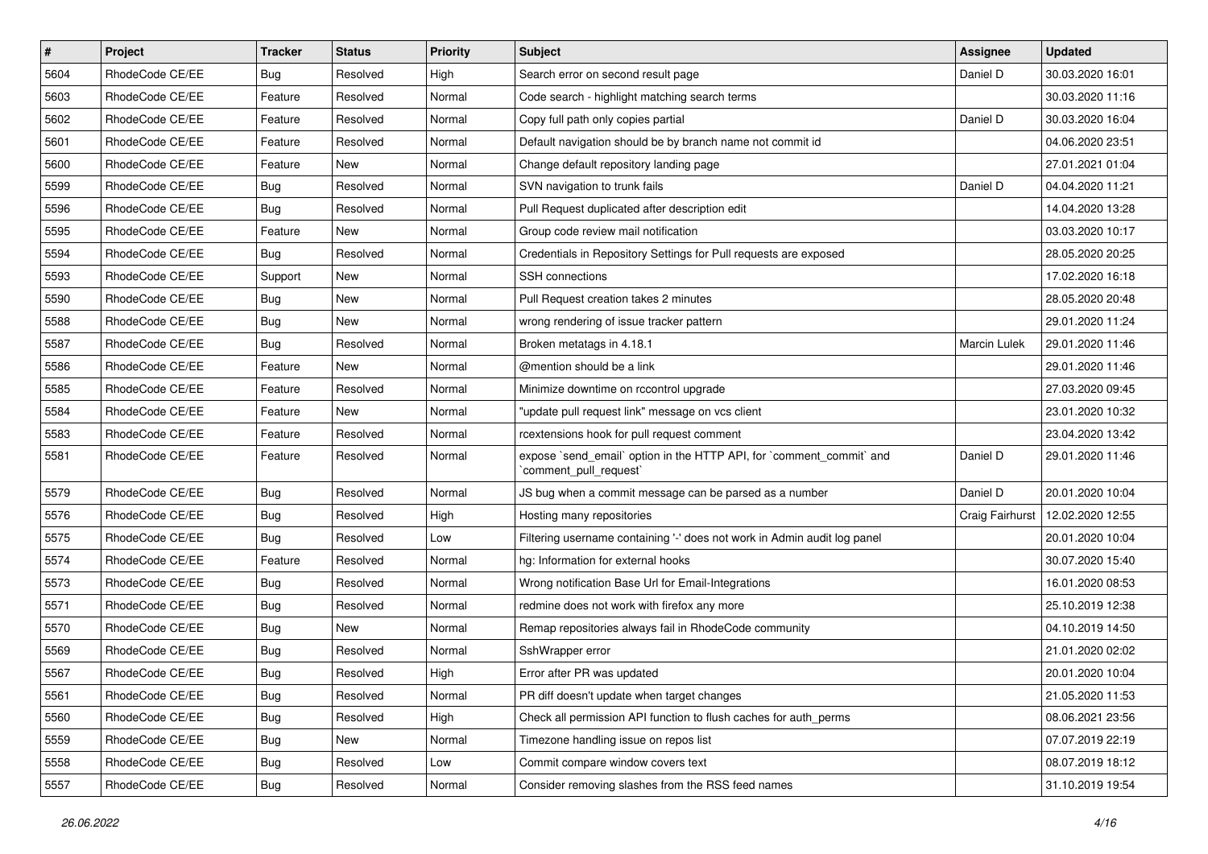| # | Project | Tracker | Status | Priority | Subject | Assignee | Updated |
| --- | --- | --- | --- | --- | --- | --- | --- |
| 5604 | RhodeCode CE/EE | Bug | Resolved | High | Search error on second result page | Daniel D | 30.03.2020 16:01 |
| 5603 | RhodeCode CE/EE | Feature | Resolved | Normal | Code search - highlight matching search terms | | 30.03.2020 11:16 |
| 5602 | RhodeCode CE/EE | Feature | Resolved | Normal | Copy full path only copies partial | Daniel D | 30.03.2020 16:04 |
| 5601 | RhodeCode CE/EE | Feature | Resolved | Normal | Default navigation should be by branch name not commit id | | 04.06.2020 23:51 |
| 5600 | RhodeCode CE/EE | Feature | New | Normal | Change default repository landing page | | 27.01.2021 01:04 |
| 5599 | RhodeCode CE/EE | Bug | Resolved | Normal | SVN navigation to trunk fails | Daniel D | 04.04.2020 11:21 |
| 5596 | RhodeCode CE/EE | Bug | Resolved | Normal | Pull Request duplicated after description edit | | 14.04.2020 13:28 |
| 5595 | RhodeCode CE/EE | Feature | New | Normal | Group code review mail notification | | 03.03.2020 10:17 |
| 5594 | RhodeCode CE/EE | Bug | Resolved | Normal | Credentials in Repository Settings for Pull requests are exposed | | 28.05.2020 20:25 |
| 5593 | RhodeCode CE/EE | Support | New | Normal | SSH connections | | 17.02.2020 16:18 |
| 5590 | RhodeCode CE/EE | Bug | New | Normal | Pull Request creation takes 2 minutes | | 28.05.2020 20:48 |
| 5588 | RhodeCode CE/EE | Bug | New | Normal | wrong rendering of issue tracker pattern | | 29.01.2020 11:24 |
| 5587 | RhodeCode CE/EE | Bug | Resolved | Normal | Broken metatags in 4.18.1 | Marcin Lulek | 29.01.2020 11:46 |
| 5586 | RhodeCode CE/EE | Feature | New | Normal | @mention should be a link | | 29.01.2020 11:46 |
| 5585 | RhodeCode CE/EE | Feature | Resolved | Normal | Minimize downtime on rccontrol upgrade | | 27.03.2020 09:45 |
| 5584 | RhodeCode CE/EE | Feature | New | Normal | "update pull request link" message on vcs client | | 23.01.2020 10:32 |
| 5583 | RhodeCode CE/EE | Feature | Resolved | Normal | rcextensions hook for pull request comment | | 23.04.2020 13:42 |
| 5581 | RhodeCode CE/EE | Feature | Resolved | Normal | expose `send_email` option in the HTTP API, for `comment_commit` and `comment_pull_request` | Daniel D | 29.01.2020 11:46 |
| 5579 | RhodeCode CE/EE | Bug | Resolved | Normal | JS bug when a commit message can be parsed as a number | Daniel D | 20.01.2020 10:04 |
| 5576 | RhodeCode CE/EE | Bug | Resolved | High | Hosting many repositories | Craig Fairhurst | 12.02.2020 12:55 |
| 5575 | RhodeCode CE/EE | Bug | Resolved | Low | Filtering username containing '-' does not work in Admin audit log panel | | 20.01.2020 10:04 |
| 5574 | RhodeCode CE/EE | Feature | Resolved | Normal | hg: Information for external hooks | | 30.07.2020 15:40 |
| 5573 | RhodeCode CE/EE | Bug | Resolved | Normal | Wrong notification Base Url for Email-Integrations | | 16.01.2020 08:53 |
| 5571 | RhodeCode CE/EE | Bug | Resolved | Normal | redmine does not work with firefox any more | | 25.10.2019 12:38 |
| 5570 | RhodeCode CE/EE | Bug | New | Normal | Remap repositories always fail in RhodeCode community | | 04.10.2019 14:50 |
| 5569 | RhodeCode CE/EE | Bug | Resolved | Normal | SshWrapper error | | 21.01.2020 02:02 |
| 5567 | RhodeCode CE/EE | Bug | Resolved | High | Error after PR was updated | | 20.01.2020 10:04 |
| 5561 | RhodeCode CE/EE | Bug | Resolved | Normal | PR diff doesn't update when target changes | | 21.05.2020 11:53 |
| 5560 | RhodeCode CE/EE | Bug | Resolved | High | Check all permission API function to flush caches for auth_perms | | 08.06.2021 23:56 |
| 5559 | RhodeCode CE/EE | Bug | New | Normal | Timezone handling issue on repos list | | 07.07.2019 22:19 |
| 5558 | RhodeCode CE/EE | Bug | Resolved | Low | Commit compare window covers text | | 08.07.2019 18:12 |
| 5557 | RhodeCode CE/EE | Bug | Resolved | Normal | Consider removing slashes from the RSS feed names | | 31.10.2019 19:54 |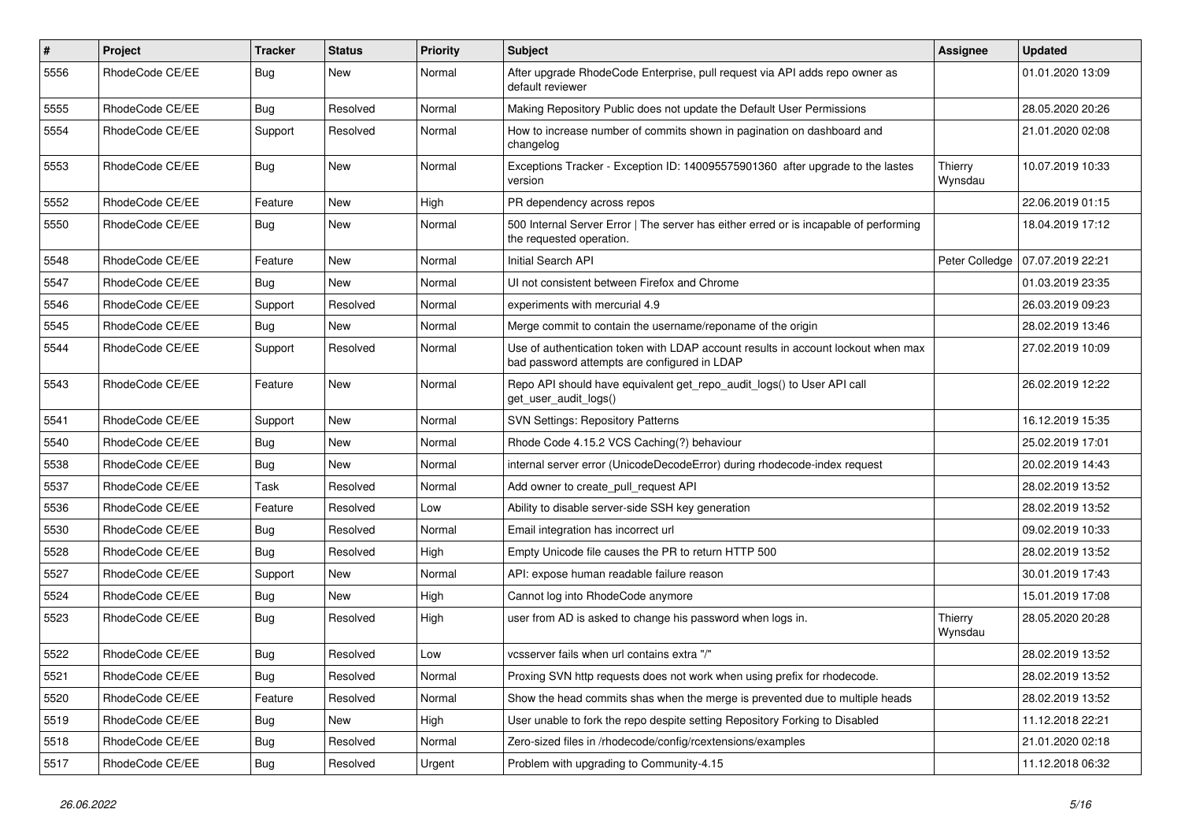| # | Project | Tracker | Status | Priority | Subject | Assignee | Updated |
|---|---|---|---|---|---|---|---|
| 5556 | RhodeCode CE/EE | Bug | New | Normal | After upgrade RhodeCode Enterprise, pull request via API adds repo owner as default reviewer | | 01.01.2020 13:09 |
| 5555 | RhodeCode CE/EE | Bug | Resolved | Normal | Making Repository Public does not update the Default User Permissions | | 28.05.2020 20:26 |
| 5554 | RhodeCode CE/EE | Support | Resolved | Normal | How to increase number of commits shown in pagination on dashboard and changelog | | 21.01.2020 02:08 |
| 5553 | RhodeCode CE/EE | Bug | New | Normal | Exceptions Tracker - Exception ID: 140095575901360 after upgrade to the lastes version | Thierry Wynsdau | 10.07.2019 10:33 |
| 5552 | RhodeCode CE/EE | Feature | New | High | PR dependency across repos | | 22.06.2019 01:15 |
| 5550 | RhodeCode CE/EE | Bug | New | Normal | 500 Internal Server Error \| The server has either erred or is incapable of performing the requested operation. | | 18.04.2019 17:12 |
| 5548 | RhodeCode CE/EE | Feature | New | Normal | Initial Search API | Peter Colledge | 07.07.2019 22:21 |
| 5547 | RhodeCode CE/EE | Bug | New | Normal | UI not consistent between Firefox and Chrome | | 01.03.2019 23:35 |
| 5546 | RhodeCode CE/EE | Support | Resolved | Normal | experiments with mercurial 4.9 | | 26.03.2019 09:23 |
| 5545 | RhodeCode CE/EE | Bug | New | Normal | Merge commit to contain the username/reponame of the origin | | 28.02.2019 13:46 |
| 5544 | RhodeCode CE/EE | Support | Resolved | Normal | Use of authentication token with LDAP account results in account lockout when max bad password attempts are configured in LDAP | | 27.02.2019 10:09 |
| 5543 | RhodeCode CE/EE | Feature | New | Normal | Repo API should have equivalent get_repo_audit_logs() to User API call get_user_audit_logs() | | 26.02.2019 12:22 |
| 5541 | RhodeCode CE/EE | Support | New | Normal | SVN Settings: Repository Patterns | | 16.12.2019 15:35 |
| 5540 | RhodeCode CE/EE | Bug | New | Normal | Rhode Code 4.15.2 VCS Caching(?) behaviour | | 25.02.2019 17:01 |
| 5538 | RhodeCode CE/EE | Bug | New | Normal | internal server error (UnicodeDecodeError) during rhodecode-index request | | 20.02.2019 14:43 |
| 5537 | RhodeCode CE/EE | Task | Resolved | Normal | Add owner to create_pull_request API | | 28.02.2019 13:52 |
| 5536 | RhodeCode CE/EE | Feature | Resolved | Low | Ability to disable server-side SSH key generation | | 28.02.2019 13:52 |
| 5530 | RhodeCode CE/EE | Bug | Resolved | Normal | Email integration has incorrect url | | 09.02.2019 10:33 |
| 5528 | RhodeCode CE/EE | Bug | Resolved | High | Empty Unicode file causes the PR to return HTTP 500 | | 28.02.2019 13:52 |
| 5527 | RhodeCode CE/EE | Support | New | Normal | API: expose human readable failure reason | | 30.01.2019 17:43 |
| 5524 | RhodeCode CE/EE | Bug | New | High | Cannot log into RhodeCode anymore | | 15.01.2019 17:08 |
| 5523 | RhodeCode CE/EE | Bug | Resolved | High | user from AD is asked to change his password when logs in. | Thierry Wynsdau | 28.05.2020 20:28 |
| 5522 | RhodeCode CE/EE | Bug | Resolved | Low | vcsserver fails when url contains extra "/" | | 28.02.2019 13:52 |
| 5521 | RhodeCode CE/EE | Bug | Resolved | Normal | Proxing SVN http requests does not work when using prefix for rhodecode. | | 28.02.2019 13:52 |
| 5520 | RhodeCode CE/EE | Feature | Resolved | Normal | Show the head commits shas when the merge is prevented due to multiple heads | | 28.02.2019 13:52 |
| 5519 | RhodeCode CE/EE | Bug | New | High | User unable to fork the repo despite setting Repository Forking to Disabled | | 11.12.2018 22:21 |
| 5518 | RhodeCode CE/EE | Bug | Resolved | Normal | Zero-sized files in /rhodecode/config/rcextensions/examples | | 21.01.2020 02:18 |
| 5517 | RhodeCode CE/EE | Bug | Resolved | Urgent | Problem with upgrading to Community-4.15 | | 11.12.2018 06:32 |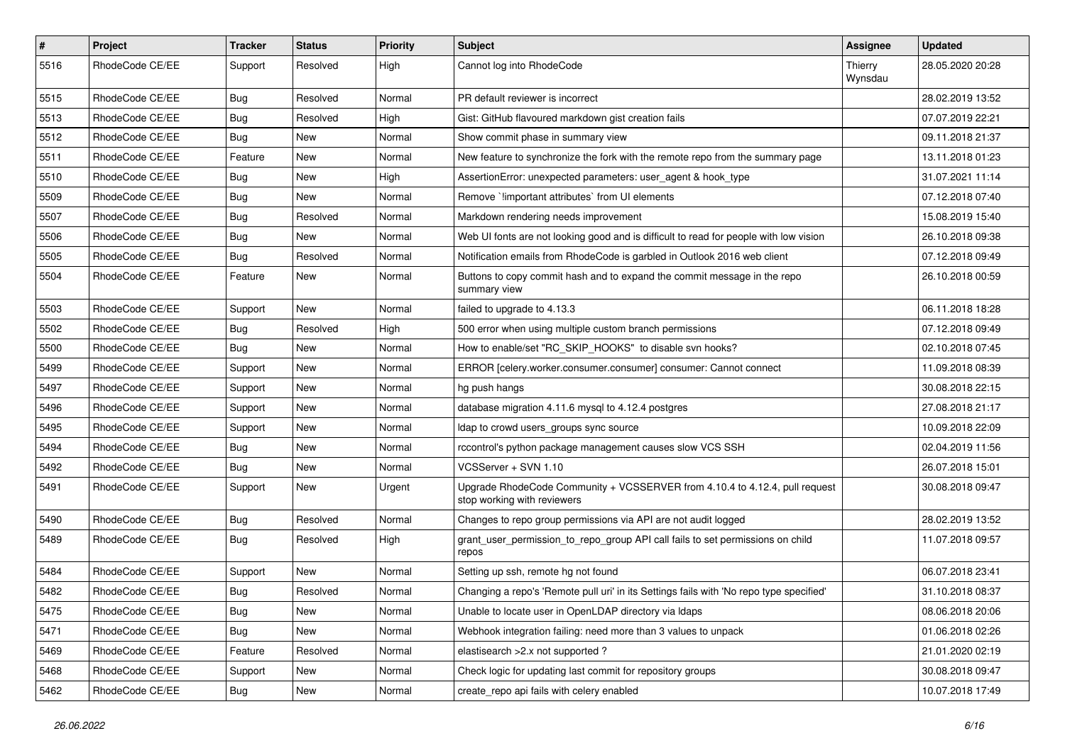| # | Project | Tracker | Status | Priority | Subject | Assignee | Updated |
|---|---|---|---|---|---|---|---|
| 5516 | RhodeCode CE/EE | Support | Resolved | High | Cannot log into RhodeCode | Thierry Wynsdau | 28.05.2020 20:28 |
| 5515 | RhodeCode CE/EE | Bug | Resolved | Normal | PR default reviewer is incorrect | | 28.02.2019 13:52 |
| 5513 | RhodeCode CE/EE | Bug | Resolved | High | Gist: GitHub flavoured markdown gist creation fails | | 07.07.2019 22:21 |
| 5512 | RhodeCode CE/EE | Bug | New | Normal | Show commit phase in summary view | | 09.11.2018 21:37 |
| 5511 | RhodeCode CE/EE | Feature | New | Normal | New feature to synchronize the fork with the remote repo from the summary page | | 13.11.2018 01:23 |
| 5510 | RhodeCode CE/EE | Bug | New | High | AssertionError: unexpected parameters: user_agent & hook_type | | 31.07.2021 11:14 |
| 5509 | RhodeCode CE/EE | Bug | New | Normal | Remove `!important attributes` from UI elements | | 07.12.2018 07:40 |
| 5507 | RhodeCode CE/EE | Bug | Resolved | Normal | Markdown rendering needs improvement | | 15.08.2019 15:40 |
| 5506 | RhodeCode CE/EE | Bug | New | Normal | Web UI fonts are not looking good and is difficult to read for people with low vision | | 26.10.2018 09:38 |
| 5505 | RhodeCode CE/EE | Bug | Resolved | Normal | Notification emails from RhodeCode is garbled in Outlook 2016 web client | | 07.12.2018 09:49 |
| 5504 | RhodeCode CE/EE | Feature | New | Normal | Buttons to copy commit hash and to expand the commit message in the repo summary view | | 26.10.2018 00:59 |
| 5503 | RhodeCode CE/EE | Support | New | Normal | failed to upgrade to 4.13.3 | | 06.11.2018 18:28 |
| 5502 | RhodeCode CE/EE | Bug | Resolved | High | 500 error when using multiple custom branch permissions | | 07.12.2018 09:49 |
| 5500 | RhodeCode CE/EE | Bug | New | Normal | How to enable/set "RC_SKIP_HOOKS" to disable svn hooks? | | 02.10.2018 07:45 |
| 5499 | RhodeCode CE/EE | Support | New | Normal | ERROR [celery.worker.consumer.consumer] consumer: Cannot connect | | 11.09.2018 08:39 |
| 5497 | RhodeCode CE/EE | Support | New | Normal | hg push hangs | | 30.08.2018 22:15 |
| 5496 | RhodeCode CE/EE | Support | New | Normal | database migration 4.11.6 mysql to 4.12.4 postgres | | 27.08.2018 21:17 |
| 5495 | RhodeCode CE/EE | Support | New | Normal | ldap to crowd users_groups sync source | | 10.09.2018 22:09 |
| 5494 | RhodeCode CE/EE | Bug | New | Normal | rccontrol's python package management causes slow VCS SSH | | 02.04.2019 11:56 |
| 5492 | RhodeCode CE/EE | Bug | New | Normal | VCSServer + SVN 1.10 | | 26.07.2018 15:01 |
| 5491 | RhodeCode CE/EE | Support | New | Urgent | Upgrade RhodeCode Community + VCSSERVER from 4.10.4 to 4.12.4, pull request stop working with reviewers | | 30.08.2018 09:47 |
| 5490 | RhodeCode CE/EE | Bug | Resolved | Normal | Changes to repo group permissions via API are not audit logged | | 28.02.2019 13:52 |
| 5489 | RhodeCode CE/EE | Bug | Resolved | High | grant_user_permission_to_repo_group API call fails to set permissions on child repos | | 11.07.2018 09:57 |
| 5484 | RhodeCode CE/EE | Support | New | Normal | Setting up ssh, remote hg not found | | 06.07.2018 23:41 |
| 5482 | RhodeCode CE/EE | Bug | Resolved | Normal | Changing a repo's 'Remote pull uri' in its Settings fails with 'No repo type specified' | | 31.10.2018 08:37 |
| 5475 | RhodeCode CE/EE | Bug | New | Normal | Unable to locate user in OpenLDAP directory via ldaps | | 08.06.2018 20:06 |
| 5471 | RhodeCode CE/EE | Bug | New | Normal | Webhook integration failing: need more than 3 values to unpack | | 01.06.2018 02:26 |
| 5469 | RhodeCode CE/EE | Feature | Resolved | Normal | elastisearch >2.x not supported ? | | 21.01.2020 02:19 |
| 5468 | RhodeCode CE/EE | Support | New | Normal | Check logic for updating last commit for repository groups | | 30.08.2018 09:47 |
| 5462 | RhodeCode CE/EE | Bug | New | Normal | create_repo api fails with celery enabled | | 10.07.2018 17:49 |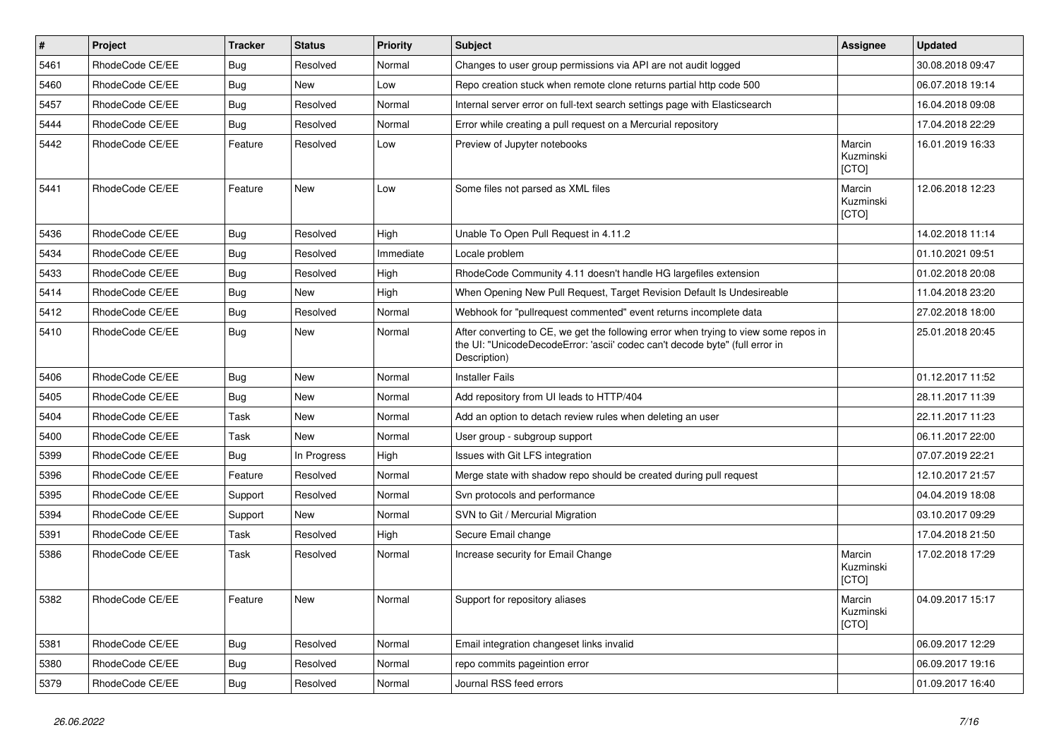| # | Project | Tracker | Status | Priority | Subject | Assignee | Updated |
|---|---|---|---|---|---|---|---|
| 5461 | RhodeCode CE/EE | Bug | Resolved | Normal | Changes to user group permissions via API are not audit logged | | 30.08.2018 09:47 |
| 5460 | RhodeCode CE/EE | Bug | New | Low | Repo creation stuck when remote clone returns partial http code 500 | | 06.07.2018 19:14 |
| 5457 | RhodeCode CE/EE | Bug | Resolved | Normal | Internal server error on full-text search settings page with Elasticsearch | | 16.04.2018 09:08 |
| 5444 | RhodeCode CE/EE | Bug | Resolved | Normal | Error while creating a pull request on a Mercurial repository | | 17.04.2018 22:29 |
| 5442 | RhodeCode CE/EE | Feature | Resolved | Low | Preview of Jupyter notebooks | Marcin Kuzminski [CTO] | 16.01.2019 16:33 |
| 5441 | RhodeCode CE/EE | Feature | New | Low | Some files not parsed as XML files | Marcin Kuzminski [CTO] | 12.06.2018 12:23 |
| 5436 | RhodeCode CE/EE | Bug | Resolved | High | Unable To Open Pull Request in 4.11.2 | | 14.02.2018 11:14 |
| 5434 | RhodeCode CE/EE | Bug | Resolved | Immediate | Locale problem | | 01.10.2021 09:51 |
| 5433 | RhodeCode CE/EE | Bug | Resolved | High | RhodeCode Community 4.11 doesn't handle HG largefiles extension | | 01.02.2018 20:08 |
| 5414 | RhodeCode CE/EE | Bug | New | High | When Opening New Pull Request, Target Revision Default Is Undesireable | | 11.04.2018 23:20 |
| 5412 | RhodeCode CE/EE | Bug | Resolved | Normal | Webhook for "pullrequest commented" event returns incomplete data | | 27.02.2018 18:00 |
| 5410 | RhodeCode CE/EE | Bug | New | Normal | After converting to CE, we get the following error when trying to view some repos in the UI: "UnicodeDecodeError: 'ascii' codec can't decode byte" (full error in Description) | | 25.01.2018 20:45 |
| 5406 | RhodeCode CE/EE | Bug | New | Normal | Installer Fails | | 01.12.2017 11:52 |
| 5405 | RhodeCode CE/EE | Bug | New | Normal | Add repository from UI leads to HTTP/404 | | 28.11.2017 11:39 |
| 5404 | RhodeCode CE/EE | Task | New | Normal | Add an option to detach review rules when deleting an user | | 22.11.2017 11:23 |
| 5400 | RhodeCode CE/EE | Task | New | Normal | User group - subgroup support | | 06.11.2017 22:00 |
| 5399 | RhodeCode CE/EE | Bug | In Progress | High | Issues with Git LFS integration | | 07.07.2019 22:21 |
| 5396 | RhodeCode CE/EE | Feature | Resolved | Normal | Merge state with shadow repo should be created during pull request | | 12.10.2017 21:57 |
| 5395 | RhodeCode CE/EE | Support | Resolved | Normal | Svn protocols and performance | | 04.04.2019 18:08 |
| 5394 | RhodeCode CE/EE | Support | New | Normal | SVN to Git / Mercurial Migration | | 03.10.2017 09:29 |
| 5391 | RhodeCode CE/EE | Task | Resolved | High | Secure Email change | | 17.04.2018 21:50 |
| 5386 | RhodeCode CE/EE | Task | Resolved | Normal | Increase security for Email Change | Marcin Kuzminski [CTO] | 17.02.2018 17:29 |
| 5382 | RhodeCode CE/EE | Feature | New | Normal | Support for repository aliases | Marcin Kuzminski [CTO] | 04.09.2017 15:17 |
| 5381 | RhodeCode CE/EE | Bug | Resolved | Normal | Email integration changeset links invalid | | 06.09.2017 12:29 |
| 5380 | RhodeCode CE/EE | Bug | Resolved | Normal | repo commits pageintion error | | 06.09.2017 19:16 |
| 5379 | RhodeCode CE/EE | Bug | Resolved | Normal | Journal RSS feed errors | | 01.09.2017 16:40 |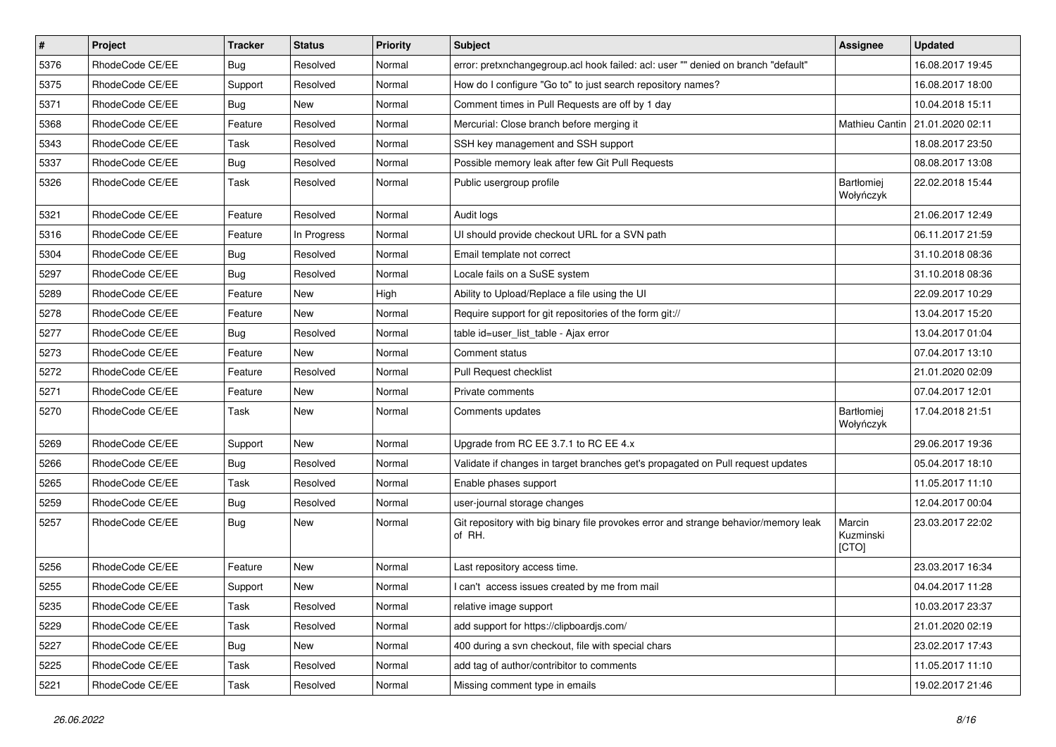| # | Project | Tracker | Status | Priority | Subject | Assignee | Updated |
|---|---|---|---|---|---|---|---|
| 5376 | RhodeCode CE/EE | Bug | Resolved | Normal | error: pretxnchangegroup.acl hook failed: acl: user "" denied on branch "default" | | 16.08.2017 19:45 |
| 5375 | RhodeCode CE/EE | Support | Resolved | Normal | How do I configure "Go to" to just search repository names? | | 16.08.2017 18:00 |
| 5371 | RhodeCode CE/EE | Bug | New | Normal | Comment times in Pull Requests are off by 1 day | | 10.04.2018 15:11 |
| 5368 | RhodeCode CE/EE | Feature | Resolved | Normal | Mercurial: Close branch before merging it | Mathieu Cantin | 21.01.2020 02:11 |
| 5343 | RhodeCode CE/EE | Task | Resolved | Normal | SSH key management and SSH support | | 18.08.2017 23:50 |
| 5337 | RhodeCode CE/EE | Bug | Resolved | Normal | Possible memory leak after few Git Pull Requests | | 08.08.2017 13:08 |
| 5326 | RhodeCode CE/EE | Task | Resolved | Normal | Public usergroup profile | Bartłomiej Wołyńczyk | 22.02.2018 15:44 |
| 5321 | RhodeCode CE/EE | Feature | Resolved | Normal | Audit logs | | 21.06.2017 12:49 |
| 5316 | RhodeCode CE/EE | Feature | In Progress | Normal | UI should provide checkout URL for a SVN path | | 06.11.2017 21:59 |
| 5304 | RhodeCode CE/EE | Bug | Resolved | Normal | Email template not correct | | 31.10.2018 08:36 |
| 5297 | RhodeCode CE/EE | Bug | Resolved | Normal | Locale fails on a SuSE system | | 31.10.2018 08:36 |
| 5289 | RhodeCode CE/EE | Feature | New | High | Ability to Upload/Replace a file using the UI | | 22.09.2017 10:29 |
| 5278 | RhodeCode CE/EE | Feature | New | Normal | Require support for git repositories of the form git:// | | 13.04.2017 15:20 |
| 5277 | RhodeCode CE/EE | Bug | Resolved | Normal | table id=user_list_table - Ajax error | | 13.04.2017 01:04 |
| 5273 | RhodeCode CE/EE | Feature | New | Normal | Comment status | | 07.04.2017 13:10 |
| 5272 | RhodeCode CE/EE | Feature | Resolved | Normal | Pull Request checklist | | 21.01.2020 02:09 |
| 5271 | RhodeCode CE/EE | Feature | New | Normal | Private comments | | 07.04.2017 12:01 |
| 5270 | RhodeCode CE/EE | Task | New | Normal | Comments updates | Bartłomiej Wołyńczyk | 17.04.2018 21:51 |
| 5269 | RhodeCode CE/EE | Support | New | Normal | Upgrade from RC EE 3.7.1 to RC EE 4.x | | 29.06.2017 19:36 |
| 5266 | RhodeCode CE/EE | Bug | Resolved | Normal | Validate if changes in target branches get's propagated on Pull request updates | | 05.04.2017 18:10 |
| 5265 | RhodeCode CE/EE | Task | Resolved | Normal | Enable phases support | | 11.05.2017 11:10 |
| 5259 | RhodeCode CE/EE | Bug | Resolved | Normal | user-journal storage changes | | 12.04.2017 00:04 |
| 5257 | RhodeCode CE/EE | Bug | New | Normal | Git repository with big binary file provokes error and strange behavior/memory leak of RH. | Marcin Kuzminski [CTO] | 23.03.2017 22:02 |
| 5256 | RhodeCode CE/EE | Feature | New | Normal | Last repository access time. | | 23.03.2017 16:34 |
| 5255 | RhodeCode CE/EE | Support | New | Normal | I can't access issues created by me from mail | | 04.04.2017 11:28 |
| 5235 | RhodeCode CE/EE | Task | Resolved | Normal | relative image support | | 10.03.2017 23:37 |
| 5229 | RhodeCode CE/EE | Task | Resolved | Normal | add support for https://clipboardjs.com/ | | 21.01.2020 02:19 |
| 5227 | RhodeCode CE/EE | Bug | New | Normal | 400 during a svn checkout, file with special chars | | 23.02.2017 17:43 |
| 5225 | RhodeCode CE/EE | Task | Resolved | Normal | add tag of author/contribitor to comments | | 11.05.2017 11:10 |
| 5221 | RhodeCode CE/EE | Task | Resolved | Normal | Missing comment type in emails | | 19.02.2017 21:46 |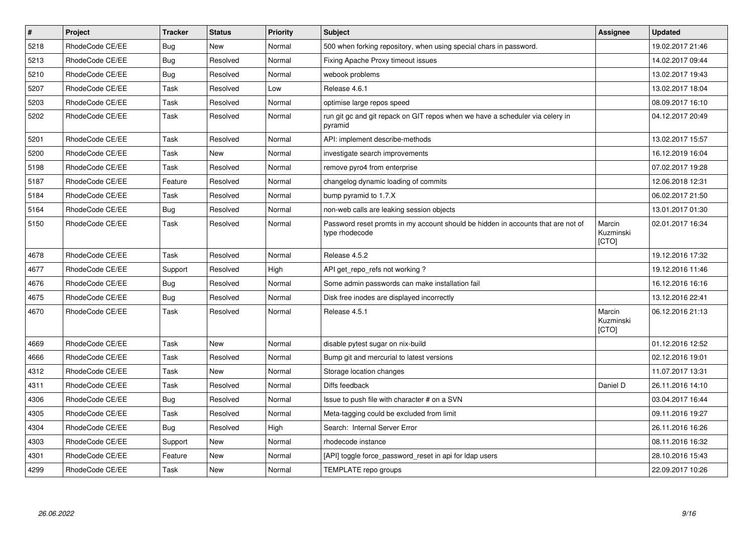| # | Project | Tracker | Status | Priority | Subject | Assignee | Updated |
|---|---|---|---|---|---|---|---|
| 5218 | RhodeCode CE/EE | Bug | New | Normal | 500 when forking repository, when using special chars in password. | | 19.02.2017 21:46 |
| 5213 | RhodeCode CE/EE | Bug | Resolved | Normal | Fixing Apache Proxy timeout issues | | 14.02.2017 09:44 |
| 5210 | RhodeCode CE/EE | Bug | Resolved | Normal | webook problems | | 13.02.2017 19:43 |
| 5207 | RhodeCode CE/EE | Task | Resolved | Low | Release 4.6.1 | | 13.02.2017 18:04 |
| 5203 | RhodeCode CE/EE | Task | Resolved | Normal | optimise large repos speed | | 08.09.2017 16:10 |
| 5202 | RhodeCode CE/EE | Task | Resolved | Normal | run git gc and git repack on GIT repos when we have a scheduler via celery in pyramid | | 04.12.2017 20:49 |
| 5201 | RhodeCode CE/EE | Task | Resolved | Normal | API: implement describe-methods | | 13.02.2017 15:57 |
| 5200 | RhodeCode CE/EE | Task | New | Normal | investigate search improvements | | 16.12.2019 16:04 |
| 5198 | RhodeCode CE/EE | Task | Resolved | Normal | remove pyro4 from enterprise | | 07.02.2017 19:28 |
| 5187 | RhodeCode CE/EE | Feature | Resolved | Normal | changelog dynamic loading of commits | | 12.06.2018 12:31 |
| 5184 | RhodeCode CE/EE | Task | Resolved | Normal | bump pyramid to 1.7.X | | 06.02.2017 21:50 |
| 5164 | RhodeCode CE/EE | Bug | Resolved | Normal | non-web calls are leaking session objects | | 13.01.2017 01:30 |
| 5150 | RhodeCode CE/EE | Task | Resolved | Normal | Password reset promts in my account should be hidden in accounts that are not of type rhodecode | Marcin Kuzminski [CTO] | 02.01.2017 16:34 |
| 4678 | RhodeCode CE/EE | Task | Resolved | Normal | Release 4.5.2 | | 19.12.2016 17:32 |
| 4677 | RhodeCode CE/EE | Support | Resolved | High | API get_repo_refs not working ? | | 19.12.2016 11:46 |
| 4676 | RhodeCode CE/EE | Bug | Resolved | Normal | Some admin passwords can make installation fail | | 16.12.2016 16:16 |
| 4675 | RhodeCode CE/EE | Bug | Resolved | Normal | Disk free inodes are displayed incorrectly | | 13.12.2016 22:41 |
| 4670 | RhodeCode CE/EE | Task | Resolved | Normal | Release 4.5.1 | Marcin Kuzminski [CTO] | 06.12.2016 21:13 |
| 4669 | RhodeCode CE/EE | Task | New | Normal | disable pytest sugar on nix-build | | 01.12.2016 12:52 |
| 4666 | RhodeCode CE/EE | Task | Resolved | Normal | Bump git and mercurial to latest versions | | 02.12.2016 19:01 |
| 4312 | RhodeCode CE/EE | Task | New | Normal | Storage location changes | | 11.07.2017 13:31 |
| 4311 | RhodeCode CE/EE | Task | Resolved | Normal | Diffs feedback | Daniel D | 26.11.2016 14:10 |
| 4306 | RhodeCode CE/EE | Bug | Resolved | Normal | Issue to push file with character # on a SVN | | 03.04.2017 16:44 |
| 4305 | RhodeCode CE/EE | Task | Resolved | Normal | Meta-tagging could be excluded from limit | | 09.11.2016 19:27 |
| 4304 | RhodeCode CE/EE | Bug | Resolved | High | Search: Internal Server Error | | 26.11.2016 16:26 |
| 4303 | RhodeCode CE/EE | Support | New | Normal | rhodecode instance | | 08.11.2016 16:32 |
| 4301 | RhodeCode CE/EE | Feature | New | Normal | [API] toggle force_password_reset in api for ldap users | | 28.10.2016 15:43 |
| 4299 | RhodeCode CE/EE | Task | New | Normal | TEMPLATE repo groups | | 22.09.2017 10:26 |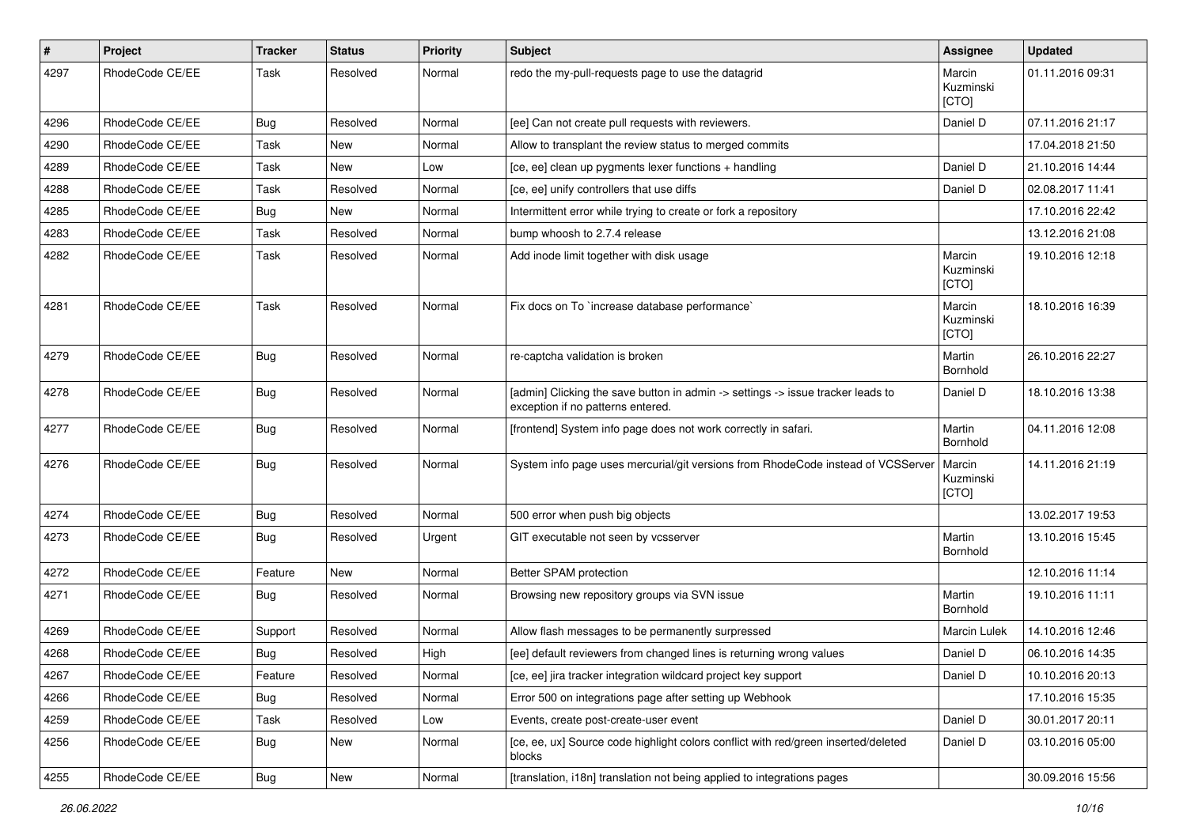| # | Project | Tracker | Status | Priority | Subject | Assignee | Updated |
|---|---|---|---|---|---|---|---|
| 4297 | RhodeCode CE/EE | Task | Resolved | Normal | redo the my-pull-requests page to use the datagrid | Marcin Kuzminski [CTO] | 01.11.2016 09:31 |
| 4296 | RhodeCode CE/EE | Bug | Resolved | Normal | [ee] Can not create pull requests with reviewers. | Daniel D | 07.11.2016 21:17 |
| 4290 | RhodeCode CE/EE | Task | New | Normal | Allow to transplant the review status to merged commits | | 17.04.2018 21:50 |
| 4289 | RhodeCode CE/EE | Task | New | Low | [ce, ee] clean up pygments lexer functions + handling | Daniel D | 21.10.2016 14:44 |
| 4288 | RhodeCode CE/EE | Task | Resolved | Normal | [ce, ee] unify controllers that use diffs | Daniel D | 02.08.2017 11:41 |
| 4285 | RhodeCode CE/EE | Bug | New | Normal | Intermittent error while trying to create or fork a repository | | 17.10.2016 22:42 |
| 4283 | RhodeCode CE/EE | Task | Resolved | Normal | bump whoosh to 2.7.4 release | | 13.12.2016 21:08 |
| 4282 | RhodeCode CE/EE | Task | Resolved | Normal | Add inode limit together with disk usage | Marcin Kuzminski [CTO] | 19.10.2016 12:18 |
| 4281 | RhodeCode CE/EE | Task | Resolved | Normal | Fix docs on To `increase database performance` | Marcin Kuzminski [CTO] | 18.10.2016 16:39 |
| 4279 | RhodeCode CE/EE | Bug | Resolved | Normal | re-captcha validation is broken | Martin Bornhold | 26.10.2016 22:27 |
| 4278 | RhodeCode CE/EE | Bug | Resolved | Normal | [admin] Clicking the save button in admin -> settings -> issue tracker leads to exception if no patterns entered. | Daniel D | 18.10.2016 13:38 |
| 4277 | RhodeCode CE/EE | Bug | Resolved | Normal | [frontend] System info page does not work correctly in safari. | Martin Bornhold | 04.11.2016 12:08 |
| 4276 | RhodeCode CE/EE | Bug | Resolved | Normal | System info page uses mercurial/git versions from RhodeCode instead of VCSServer | Marcin Kuzminski [CTO] | 14.11.2016 21:19 |
| 4274 | RhodeCode CE/EE | Bug | Resolved | Normal | 500 error when push big objects | | 13.02.2017 19:53 |
| 4273 | RhodeCode CE/EE | Bug | Resolved | Urgent | GIT executable not seen by vcsserver | Martin Bornhold | 13.10.2016 15:45 |
| 4272 | RhodeCode CE/EE | Feature | New | Normal | Better SPAM protection | | 12.10.2016 11:14 |
| 4271 | RhodeCode CE/EE | Bug | Resolved | Normal | Browsing new repository groups via SVN issue | Martin Bornhold | 19.10.2016 11:11 |
| 4269 | RhodeCode CE/EE | Support | Resolved | Normal | Allow flash messages to be permanently surpressed | Marcin Lulek | 14.10.2016 12:46 |
| 4268 | RhodeCode CE/EE | Bug | Resolved | High | [ee] default reviewers from changed lines is returning wrong values | Daniel D | 06.10.2016 14:35 |
| 4267 | RhodeCode CE/EE | Feature | Resolved | Normal | [ce, ee] jira tracker integration wildcard project key support | Daniel D | 10.10.2016 20:13 |
| 4266 | RhodeCode CE/EE | Bug | Resolved | Normal | Error 500 on integrations page after setting up Webhook | | 17.10.2016 15:35 |
| 4259 | RhodeCode CE/EE | Task | Resolved | Low | Events, create post-create-user event | Daniel D | 30.01.2017 20:11 |
| 4256 | RhodeCode CE/EE | Bug | New | Normal | [ce, ee, ux] Source code highlight colors conflict with red/green inserted/deleted blocks | Daniel D | 03.10.2016 05:00 |
| 4255 | RhodeCode CE/EE | Bug | New | Normal | [translation, i18n] translation not being applied to integrations pages | | 30.09.2016 15:56 |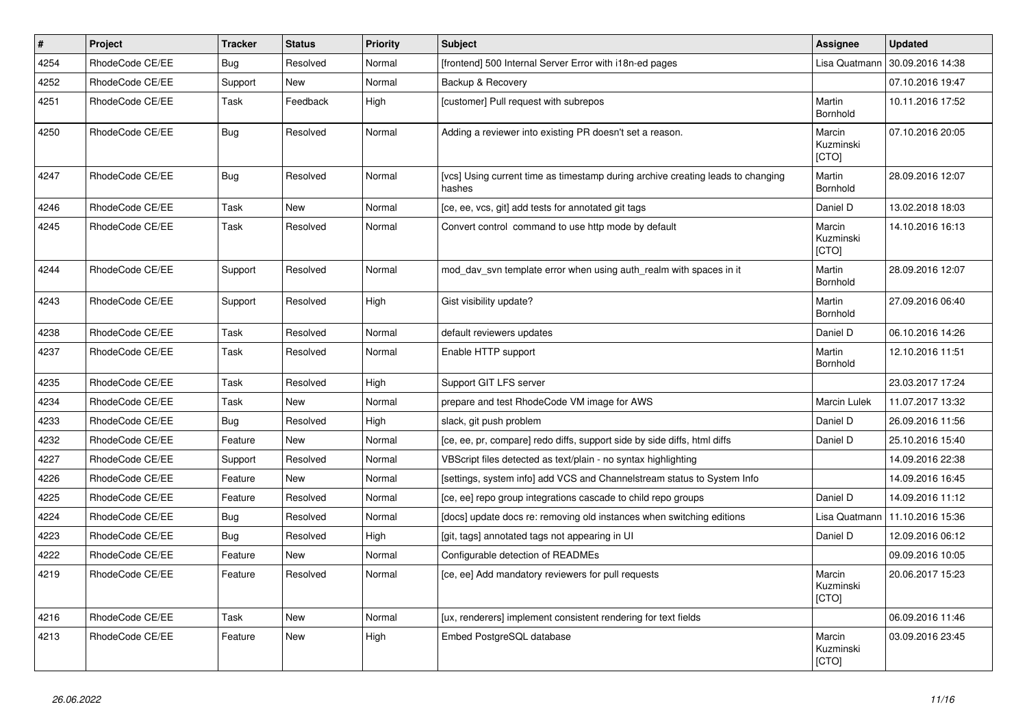| # | Project | Tracker | Status | Priority | Subject | Assignee | Updated |
|---|---|---|---|---|---|---|---|
| 4254 | RhodeCode CE/EE | Bug | Resolved | Normal | [frontend] 500 Internal Server Error with i18n-ed pages | Lisa Quatmann | 30.09.2016 14:38 |
| 4252 | RhodeCode CE/EE | Support | New | Normal | Backup & Recovery | | 07.10.2016 19:47 |
| 4251 | RhodeCode CE/EE | Task | Feedback | High | [customer] Pull request with subrepos | Martin Bornhold | 10.11.2016 17:52 |
| 4250 | RhodeCode CE/EE | Bug | Resolved | Normal | Adding a reviewer into existing PR doesn't set a reason. | Marcin Kuzminski [CTO] | 07.10.2016 20:05 |
| 4247 | RhodeCode CE/EE | Bug | Resolved | Normal | [vcs] Using current time as timestamp during archive creating leads to changing hashes | Martin Bornhold | 28.09.2016 12:07 |
| 4246 | RhodeCode CE/EE | Task | New | Normal | [ce, ee, vcs, git] add tests for annotated git tags | Daniel D | 13.02.2018 18:03 |
| 4245 | RhodeCode CE/EE | Task | Resolved | Normal | Convert control command to use http mode by default | Marcin Kuzminski [CTO] | 14.10.2016 16:13 |
| 4244 | RhodeCode CE/EE | Support | Resolved | Normal | mod_dav_svn template error when using auth_realm with spaces in it | Martin Bornhold | 28.09.2016 12:07 |
| 4243 | RhodeCode CE/EE | Support | Resolved | High | Gist visibility update? | Martin Bornhold | 27.09.2016 06:40 |
| 4238 | RhodeCode CE/EE | Task | Resolved | Normal | default reviewers updates | Daniel D | 06.10.2016 14:26 |
| 4237 | RhodeCode CE/EE | Task | Resolved | Normal | Enable HTTP support | Martin Bornhold | 12.10.2016 11:51 |
| 4235 | RhodeCode CE/EE | Task | Resolved | High | Support GIT LFS server | | 23.03.2017 17:24 |
| 4234 | RhodeCode CE/EE | Task | New | Normal | prepare and test RhodeCode VM image for AWS | Marcin Lulek | 11.07.2017 13:32 |
| 4233 | RhodeCode CE/EE | Bug | Resolved | High | slack, git push problem | Daniel D | 26.09.2016 11:56 |
| 4232 | RhodeCode CE/EE | Feature | New | Normal | [ce, ee, pr, compare] redo diffs, support side by side diffs, html diffs | Daniel D | 25.10.2016 15:40 |
| 4227 | RhodeCode CE/EE | Support | Resolved | Normal | VBScript files detected as text/plain - no syntax highlighting | | 14.09.2016 22:38 |
| 4226 | RhodeCode CE/EE | Feature | New | Normal | [settings, system info] add VCS and Channelstream status to System Info | | 14.09.2016 16:45 |
| 4225 | RhodeCode CE/EE | Feature | Resolved | Normal | [ce, ee] repo group integrations cascade to child repo groups | Daniel D | 14.09.2016 11:12 |
| 4224 | RhodeCode CE/EE | Bug | Resolved | Normal | [docs] update docs re: removing old instances when switching editions | Lisa Quatmann | 11.10.2016 15:36 |
| 4223 | RhodeCode CE/EE | Bug | Resolved | High | [git, tags] annotated tags not appearing in UI | Daniel D | 12.09.2016 06:12 |
| 4222 | RhodeCode CE/EE | Feature | New | Normal | Configurable detection of READMEs | | 09.09.2016 10:05 |
| 4219 | RhodeCode CE/EE | Feature | Resolved | Normal | [ce, ee] Add mandatory reviewers for pull requests | Marcin Kuzminski [CTO] | 20.06.2017 15:23 |
| 4216 | RhodeCode CE/EE | Task | New | Normal | [ux, renderers] implement consistent rendering for text fields | | 06.09.2016 11:46 |
| 4213 | RhodeCode CE/EE | Feature | New | High | Embed PostgreSQL database | Marcin Kuzminski [CTO] | 03.09.2016 23:45 |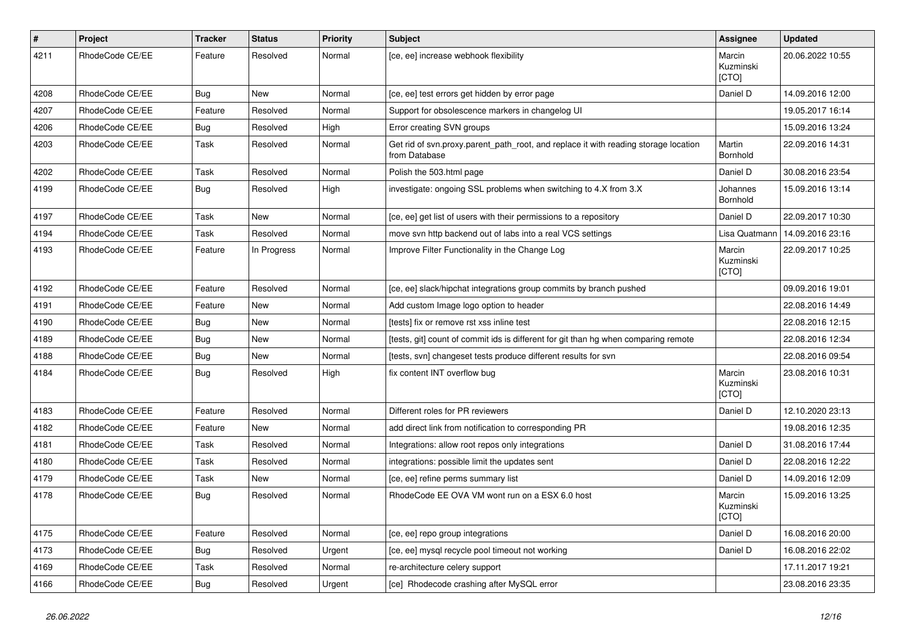| # | Project | Tracker | Status | Priority | Subject | Assignee | Updated |
|---|---|---|---|---|---|---|---|
| 4211 | RhodeCode CE/EE | Feature | Resolved | Normal | [ce, ee] increase webhook flexibility | Marcin Kuzminski [CTO] | 20.06.2022 10:55 |
| 4208 | RhodeCode CE/EE | Bug | New | Normal | [ce, ee] test errors get hidden by error page | Daniel D | 14.09.2016 12:00 |
| 4207 | RhodeCode CE/EE | Feature | Resolved | Normal | Support for obsolescence markers in changelog UI | | 19.05.2017 16:14 |
| 4206 | RhodeCode CE/EE | Bug | Resolved | High | Error creating SVN groups | | 15.09.2016 13:24 |
| 4203 | RhodeCode CE/EE | Task | Resolved | Normal | Get rid of svn.proxy.parent_path_root, and replace it with reading storage location from Database | Martin Bornhold | 22.09.2016 14:31 |
| 4202 | RhodeCode CE/EE | Task | Resolved | Normal | Polish the 503.html page | Daniel D | 30.08.2016 23:54 |
| 4199 | RhodeCode CE/EE | Bug | Resolved | High | investigate: ongoing SSL problems when switching to 4.X from 3.X | Johannes Bornhold | 15.09.2016 13:14 |
| 4197 | RhodeCode CE/EE | Task | New | Normal | [ce, ee] get list of users with their permissions to a repository | Daniel D | 22.09.2017 10:30 |
| 4194 | RhodeCode CE/EE | Task | Resolved | Normal | move svn http backend out of labs into a real VCS settings | Lisa Quatmann | 14.09.2016 23:16 |
| 4193 | RhodeCode CE/EE | Feature | In Progress | Normal | Improve Filter Functionality in the Change Log | Marcin Kuzminski [CTO] | 22.09.2017 10:25 |
| 4192 | RhodeCode CE/EE | Feature | Resolved | Normal | [ce, ee] slack/hipchat integrations group commits by branch pushed | | 09.09.2016 19:01 |
| 4191 | RhodeCode CE/EE | Feature | New | Normal | Add custom Image logo option to header | | 22.08.2016 14:49 |
| 4190 | RhodeCode CE/EE | Bug | New | Normal | [tests] fix or remove rst xss inline test | | 22.08.2016 12:15 |
| 4189 | RhodeCode CE/EE | Bug | New | Normal | [tests, git] count of commit ids is different for git than hg when comparing remote | | 22.08.2016 12:34 |
| 4188 | RhodeCode CE/EE | Bug | New | Normal | [tests, svn] changeset tests produce different results for svn | | 22.08.2016 09:54 |
| 4184 | RhodeCode CE/EE | Bug | Resolved | High | fix content INT overflow bug | Marcin Kuzminski [CTO] | 23.08.2016 10:31 |
| 4183 | RhodeCode CE/EE | Feature | Resolved | Normal | Different roles for PR reviewers | Daniel D | 12.10.2020 23:13 |
| 4182 | RhodeCode CE/EE | Feature | New | Normal | add direct link from notification to corresponding PR | | 19.08.2016 12:35 |
| 4181 | RhodeCode CE/EE | Task | Resolved | Normal | Integrations: allow root repos only integrations | Daniel D | 31.08.2016 17:44 |
| 4180 | RhodeCode CE/EE | Task | Resolved | Normal | integrations: possible limit the updates sent | Daniel D | 22.08.2016 12:22 |
| 4179 | RhodeCode CE/EE | Task | New | Normal | [ce, ee] refine perms summary list | Daniel D | 14.09.2016 12:09 |
| 4178 | RhodeCode CE/EE | Bug | Resolved | Normal | RhodeCode EE OVA VM wont run on a ESX 6.0 host | Marcin Kuzminski [CTO] | 15.09.2016 13:25 |
| 4175 | RhodeCode CE/EE | Feature | Resolved | Normal | [ce, ee] repo group integrations | Daniel D | 16.08.2016 20:00 |
| 4173 | RhodeCode CE/EE | Bug | Resolved | Urgent | [ce, ee] mysql recycle pool timeout not working | Daniel D | 16.08.2016 22:02 |
| 4169 | RhodeCode CE/EE | Task | Resolved | Normal | re-architecture celery support | | 17.11.2017 19:21 |
| 4166 | RhodeCode CE/EE | Bug | Resolved | Urgent | [ce] Rhodecode crashing after MySQL error | | 23.08.2016 23:35 |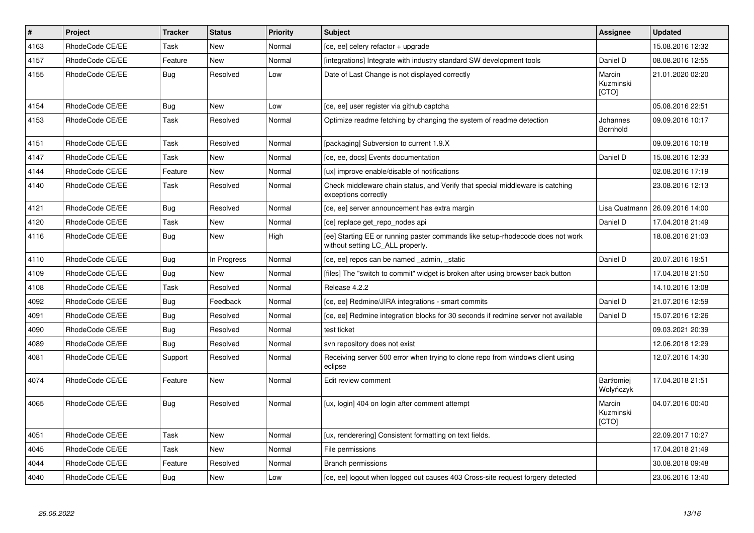| # | Project | Tracker | Status | Priority | Subject | Assignee | Updated |
|---|---|---|---|---|---|---|---|
| 4163 | RhodeCode CE/EE | Task | New | Normal | [ce, ee] celery refactor + upgrade | | 15.08.2016 12:32 |
| 4157 | RhodeCode CE/EE | Feature | New | Normal | [integrations] Integrate with industry standard SW development tools | Daniel D | 08.08.2016 12:55 |
| 4155 | RhodeCode CE/EE | Bug | Resolved | Low | Date of Last Change is not displayed correctly | Marcin Kuzminski [CTO] | 21.01.2020 02:20 |
| 4154 | RhodeCode CE/EE | Bug | New | Low | [ce, ee] user register via github captcha | | 05.08.2016 22:51 |
| 4153 | RhodeCode CE/EE | Task | Resolved | Normal | Optimize readme fetching by changing the system of readme detection | Johannes Bornhold | 09.09.2016 10:17 |
| 4151 | RhodeCode CE/EE | Task | Resolved | Normal | [packaging] Subversion to current 1.9.X | | 09.09.2016 10:18 |
| 4147 | RhodeCode CE/EE | Task | New | Normal | [ce, ee, docs] Events documentation | Daniel D | 15.08.2016 12:33 |
| 4144 | RhodeCode CE/EE | Feature | New | Normal | [ux] improve enable/disable of notifications | | 02.08.2016 17:19 |
| 4140 | RhodeCode CE/EE | Task | Resolved | Normal | Check middleware chain status, and Verify that special middleware is catching exceptions correctly | | 23.08.2016 12:13 |
| 4121 | RhodeCode CE/EE | Bug | Resolved | Normal | [ce, ee] server announcement has extra margin | Lisa Quatmann | 26.09.2016 14:00 |
| 4120 | RhodeCode CE/EE | Task | New | Normal | [ce] replace get_repo_nodes api | Daniel D | 17.04.2018 21:49 |
| 4116 | RhodeCode CE/EE | Bug | New | High | [ee] Starting EE or running paster commands like setup-rhodecode does not work without setting LC_ALL properly. | | 18.08.2016 21:03 |
| 4110 | RhodeCode CE/EE | Bug | In Progress | Normal | [ce, ee] repos can be named _admin, _static | Daniel D | 20.07.2016 19:51 |
| 4109 | RhodeCode CE/EE | Bug | New | Normal | [files] The "switch to commit" widget is broken after using browser back button | | 17.04.2018 21:50 |
| 4108 | RhodeCode CE/EE | Task | Resolved | Normal | Release 4.2.2 | | 14.10.2016 13:08 |
| 4092 | RhodeCode CE/EE | Bug | Feedback | Normal | [ce, ee] Redmine/JIRA integrations - smart commits | Daniel D | 21.07.2016 12:59 |
| 4091 | RhodeCode CE/EE | Bug | Resolved | Normal | [ce, ee] Redmine integration blocks for 30 seconds if redmine server not available | Daniel D | 15.07.2016 12:26 |
| 4090 | RhodeCode CE/EE | Bug | Resolved | Normal | test ticket | | 09.03.2021 20:39 |
| 4089 | RhodeCode CE/EE | Bug | Resolved | Normal | svn repository does not exist | | 12.06.2018 12:29 |
| 4081 | RhodeCode CE/EE | Support | Resolved | Normal | Receiving server 500 error when trying to clone repo from windows client using eclipse | | 12.07.2016 14:30 |
| 4074 | RhodeCode CE/EE | Feature | New | Normal | Edit review comment | Bartłomiej Wołyńczyk | 17.04.2018 21:51 |
| 4065 | RhodeCode CE/EE | Bug | Resolved | Normal | [ux, login] 404 on login after comment attempt | Marcin Kuzminski [CTO] | 04.07.2016 00:40 |
| 4051 | RhodeCode CE/EE | Task | New | Normal | [ux, renderering] Consistent formatting on text fields. | | 22.09.2017 10:27 |
| 4045 | RhodeCode CE/EE | Task | New | Normal | File permissions | | 17.04.2018 21:49 |
| 4044 | RhodeCode CE/EE | Feature | Resolved | Normal | Branch permissions | | 30.08.2018 09:48 |
| 4040 | RhodeCode CE/EE | Bug | New | Low | [ce, ee] logout when logged out causes 403 Cross-site request forgery detected | | 23.06.2016 13:40 |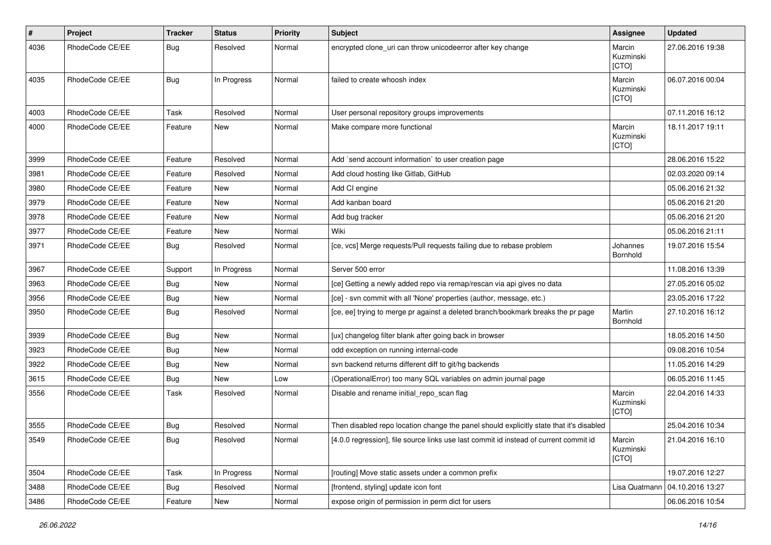| # | Project | Tracker | Status | Priority | Subject | Assignee | Updated |
|---|---|---|---|---|---|---|---|
| 4036 | RhodeCode CE/EE | Bug | Resolved | Normal | encrypted clone_uri can throw unicodeerror after key change | Marcin Kuzminski [CTO] | 27.06.2016 19:38 |
| 4035 | RhodeCode CE/EE | Bug | In Progress | Normal | failed to create whoosh index | Marcin Kuzminski [CTO] | 06.07.2016 00:04 |
| 4003 | RhodeCode CE/EE | Task | Resolved | Normal | User personal repository groups improvements | | 07.11.2016 16:12 |
| 4000 | RhodeCode CE/EE | Feature | New | Normal | Make compare more functional | Marcin Kuzminski [CTO] | 18.11.2017 19:11 |
| 3999 | RhodeCode CE/EE | Feature | Resolved | Normal | Add `send account information` to user creation page | | 28.06.2016 15:22 |
| 3981 | RhodeCode CE/EE | Feature | Resolved | Normal | Add cloud hosting like Gitlab, GitHub | | 02.03.2020 09:14 |
| 3980 | RhodeCode CE/EE | Feature | New | Normal | Add CI engine | | 05.06.2016 21:32 |
| 3979 | RhodeCode CE/EE | Feature | New | Normal | Add kanban board | | 05.06.2016 21:20 |
| 3978 | RhodeCode CE/EE | Feature | New | Normal | Add bug tracker | | 05.06.2016 21:20 |
| 3977 | RhodeCode CE/EE | Feature | New | Normal | Wiki | | 05.06.2016 21:11 |
| 3971 | RhodeCode CE/EE | Bug | Resolved | Normal | [ce, vcs] Merge requests/Pull requests failing due to rebase problem | Johannes Bornhold | 19.07.2016 15:54 |
| 3967 | RhodeCode CE/EE | Support | In Progress | Normal | Server 500 error | | 11.08.2016 13:39 |
| 3963 | RhodeCode CE/EE | Bug | New | Normal | [ce] Getting a newly added repo via remap/rescan via api gives no data | | 27.05.2016 05:02 |
| 3956 | RhodeCode CE/EE | Bug | New | Normal | [ce] - svn commit with all 'None' properties (author, message, etc.) | | 23.05.2016 17:22 |
| 3950 | RhodeCode CE/EE | Bug | Resolved | Normal | [ce, ee] trying to merge pr against a deleted branch/bookmark breaks the pr page | Martin Bornhold | 27.10.2016 16:12 |
| 3939 | RhodeCode CE/EE | Bug | New | Normal | [ux] changelog filter blank after going back in browser | | 18.05.2016 14:50 |
| 3923 | RhodeCode CE/EE | Bug | New | Normal | odd exception on running internal-code | | 09.08.2016 10:54 |
| 3922 | RhodeCode CE/EE | Bug | New | Normal | svn backend returns different diff to git/hg backends | | 11.05.2016 14:29 |
| 3615 | RhodeCode CE/EE | Bug | New | Low | (OperationalError) too many SQL variables on admin journal page | | 06.05.2016 11:45 |
| 3556 | RhodeCode CE/EE | Task | Resolved | Normal | Disable and rename initial_repo_scan flag | Marcin Kuzminski [CTO] | 22.04.2016 14:33 |
| 3555 | RhodeCode CE/EE | Bug | Resolved | Normal | Then disabled repo location change the panel should explicitly state that it's disabled | | 25.04.2016 10:34 |
| 3549 | RhodeCode CE/EE | Bug | Resolved | Normal | [4.0.0 regression], file source links use last commit id instead of current commit id | Marcin Kuzminski [CTO] | 21.04.2016 16:10 |
| 3504 | RhodeCode CE/EE | Task | In Progress | Normal | [routing] Move static assets under a common prefix | | 19.07.2016 12:27 |
| 3488 | RhodeCode CE/EE | Bug | Resolved | Normal | [frontend, styling] update icon font | Lisa Quatmann | 04.10.2016 13:27 |
| 3486 | RhodeCode CE/EE | Feature | New | Normal | expose origin of permission in perm dict for users | | 06.06.2016 10:54 |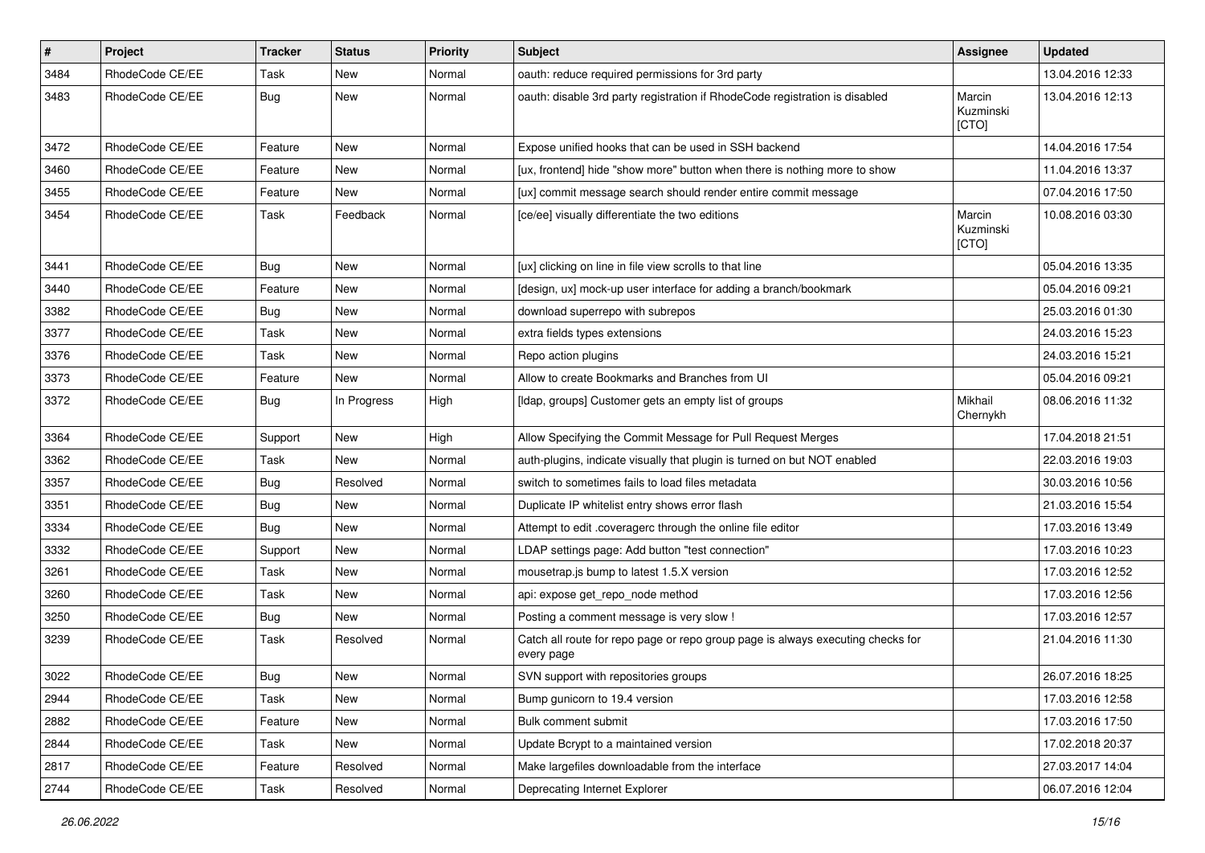| # | Project | Tracker | Status | Priority | Subject | Assignee | Updated |
|---|---|---|---|---|---|---|---|
| 3484 | RhodeCode CE/EE | Task | New | Normal | oauth: reduce required permissions for 3rd party | | 13.04.2016 12:33 |
| 3483 | RhodeCode CE/EE | Bug | New | Normal | oauth: disable 3rd party registration if RhodeCode registration is disabled | Marcin Kuzminski [CTO] | 13.04.2016 12:13 |
| 3472 | RhodeCode CE/EE | Feature | New | Normal | Expose unified hooks that can be used in SSH backend | | 14.04.2016 17:54 |
| 3460 | RhodeCode CE/EE | Feature | New | Normal | [ux, frontend] hide "show more" button when there is nothing more to show | | 11.04.2016 13:37 |
| 3455 | RhodeCode CE/EE | Feature | New | Normal | [ux] commit message search should render entire commit message | | 07.04.2016 17:50 |
| 3454 | RhodeCode CE/EE | Task | Feedback | Normal | [ce/ee] visually differentiate the two editions | Marcin Kuzminski [CTO] | 10.08.2016 03:30 |
| 3441 | RhodeCode CE/EE | Bug | New | Normal | [ux] clicking on line in file view scrolls to that line | | 05.04.2016 13:35 |
| 3440 | RhodeCode CE/EE | Feature | New | Normal | [design, ux] mock-up user interface for adding a branch/bookmark | | 05.04.2016 09:21 |
| 3382 | RhodeCode CE/EE | Bug | New | Normal | download superrepo with subrepos | | 25.03.2016 01:30 |
| 3377 | RhodeCode CE/EE | Task | New | Normal | extra fields types extensions | | 24.03.2016 15:23 |
| 3376 | RhodeCode CE/EE | Task | New | Normal | Repo action plugins | | 24.03.2016 15:21 |
| 3373 | RhodeCode CE/EE | Feature | New | Normal | Allow to create Bookmarks and Branches from UI | | 05.04.2016 09:21 |
| 3372 | RhodeCode CE/EE | Bug | In Progress | High | [ldap, groups] Customer gets an empty list of groups | Mikhail Chernykh | 08.06.2016 11:32 |
| 3364 | RhodeCode CE/EE | Support | New | High | Allow Specifying the Commit Message for Pull Request Merges | | 17.04.2018 21:51 |
| 3362 | RhodeCode CE/EE | Task | New | Normal | auth-plugins, indicate visually that plugin is turned on but NOT enabled | | 22.03.2016 19:03 |
| 3357 | RhodeCode CE/EE | Bug | Resolved | Normal | switch to sometimes fails to load files metadata | | 30.03.2016 10:56 |
| 3351 | RhodeCode CE/EE | Bug | New | Normal | Duplicate IP whitelist entry shows error flash | | 21.03.2016 15:54 |
| 3334 | RhodeCode CE/EE | Bug | New | Normal | Attempt to edit .coveragerc through the online file editor | | 17.03.2016 13:49 |
| 3332 | RhodeCode CE/EE | Support | New | Normal | LDAP settings page: Add button "test connection" | | 17.03.2016 10:23 |
| 3261 | RhodeCode CE/EE | Task | New | Normal | mousetrap.js bump to latest 1.5.X version | | 17.03.2016 12:52 |
| 3260 | RhodeCode CE/EE | Task | New | Normal | api: expose get_repo_node method | | 17.03.2016 12:56 |
| 3250 | RhodeCode CE/EE | Bug | New | Normal | Posting a comment message is very slow ! | | 17.03.2016 12:57 |
| 3239 | RhodeCode CE/EE | Task | Resolved | Normal | Catch all route for repo page or repo group page is always executing checks for every page | | 21.04.2016 11:30 |
| 3022 | RhodeCode CE/EE | Bug | New | Normal | SVN support with repositories groups | | 26.07.2016 18:25 |
| 2944 | RhodeCode CE/EE | Task | New | Normal | Bump gunicorn to 19.4 version | | 17.03.2016 12:58 |
| 2882 | RhodeCode CE/EE | Feature | New | Normal | Bulk comment submit | | 17.03.2016 17:50 |
| 2844 | RhodeCode CE/EE | Task | New | Normal | Update Bcrypt to a maintained version | | 17.02.2018 20:37 |
| 2817 | RhodeCode CE/EE | Feature | Resolved | Normal | Make largefiles downloadable from the interface | | 27.03.2017 14:04 |
| 2744 | RhodeCode CE/EE | Task | Resolved | Normal | Deprecating Internet Explorer | | 06.07.2016 12:04 |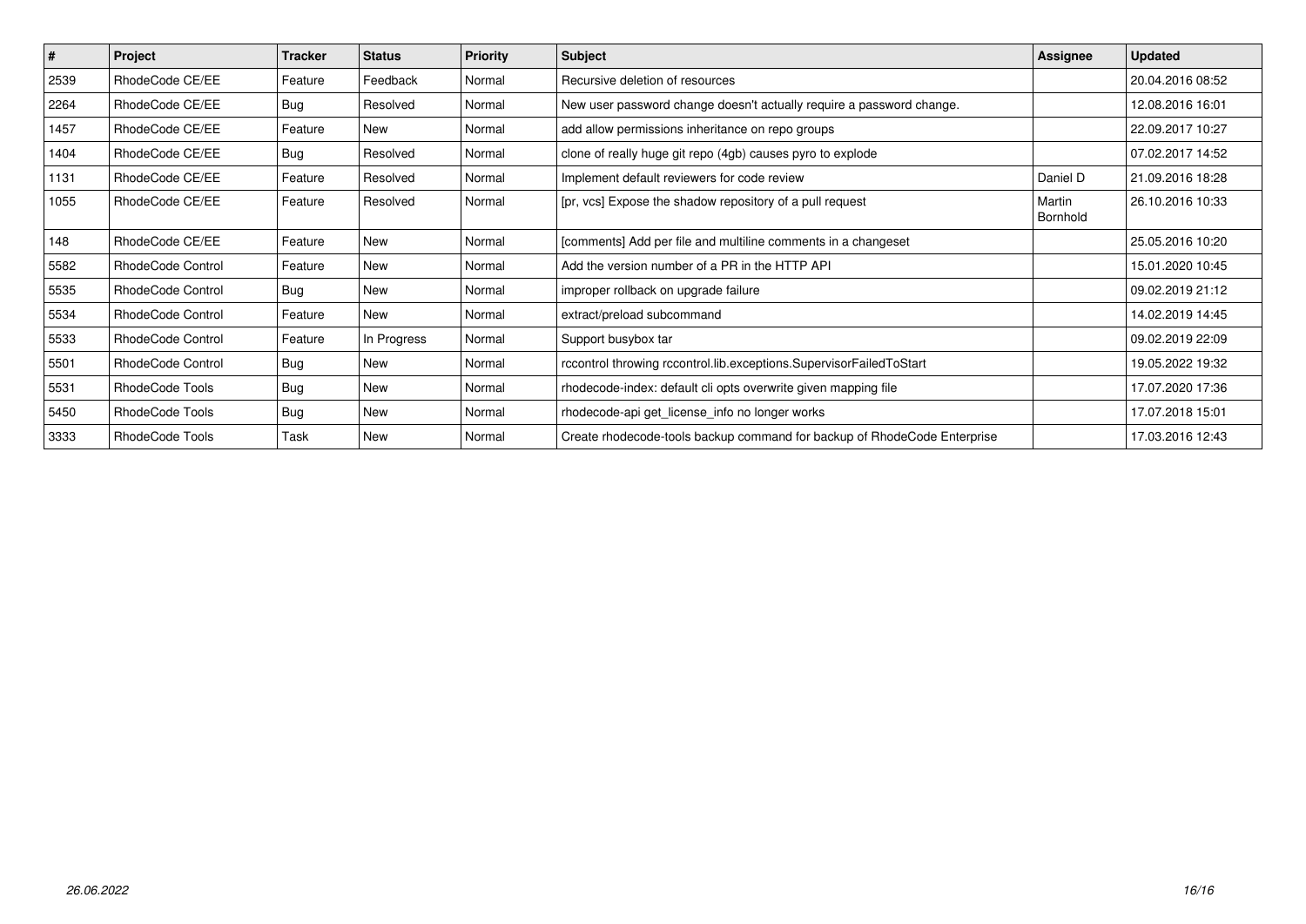| # | Project | Tracker | Status | Priority | Subject | Assignee | Updated |
|---|---|---|---|---|---|---|---|
| 2539 | RhodeCode CE/EE | Feature | Feedback | Normal | Recursive deletion of resources | | 20.04.2016 08:52 |
| 2264 | RhodeCode CE/EE | Bug | Resolved | Normal | New user password change doesn't actually require a password change. | | 12.08.2016 16:01 |
| 1457 | RhodeCode CE/EE | Feature | New | Normal | add allow permissions inheritance on repo groups | | 22.09.2017 10:27 |
| 1404 | RhodeCode CE/EE | Bug | Resolved | Normal | clone of really huge git repo (4gb) causes pyro to explode | | 07.02.2017 14:52 |
| 1131 | RhodeCode CE/EE | Feature | Resolved | Normal | Implement default reviewers for code review | Daniel D | 21.09.2016 18:28 |
| 1055 | RhodeCode CE/EE | Feature | Resolved | Normal | [pr, vcs] Expose the shadow repository of a pull request | Martin Bornhold | 26.10.2016 10:33 |
| 148 | RhodeCode CE/EE | Feature | New | Normal | [comments] Add per file and multiline comments in a changeset | | 25.05.2016 10:20 |
| 5582 | RhodeCode Control | Feature | New | Normal | Add the version number of a PR in the HTTP API | | 15.01.2020 10:45 |
| 5535 | RhodeCode Control | Bug | New | Normal | improper rollback on upgrade failure | | 09.02.2019 21:12 |
| 5534 | RhodeCode Control | Feature | New | Normal | extract/preload subcommand | | 14.02.2019 14:45 |
| 5533 | RhodeCode Control | Feature | In Progress | Normal | Support busybox tar | | 09.02.2019 22:09 |
| 5501 | RhodeCode Control | Bug | New | Normal | rccontrol throwing rccontrol.lib.exceptions.SupervisorFailedToStart | | 19.05.2022 19:32 |
| 5531 | RhodeCode Tools | Bug | New | Normal | rhodecode-index: default cli opts overwrite given mapping file | | 17.07.2020 17:36 |
| 5450 | RhodeCode Tools | Bug | New | Normal | rhodecode-api get_license_info no longer works | | 17.07.2018 15:01 |
| 3333 | RhodeCode Tools | Task | New | Normal | Create rhodecode-tools backup command for backup of RhodeCode Enterprise | | 17.03.2016 12:43 |